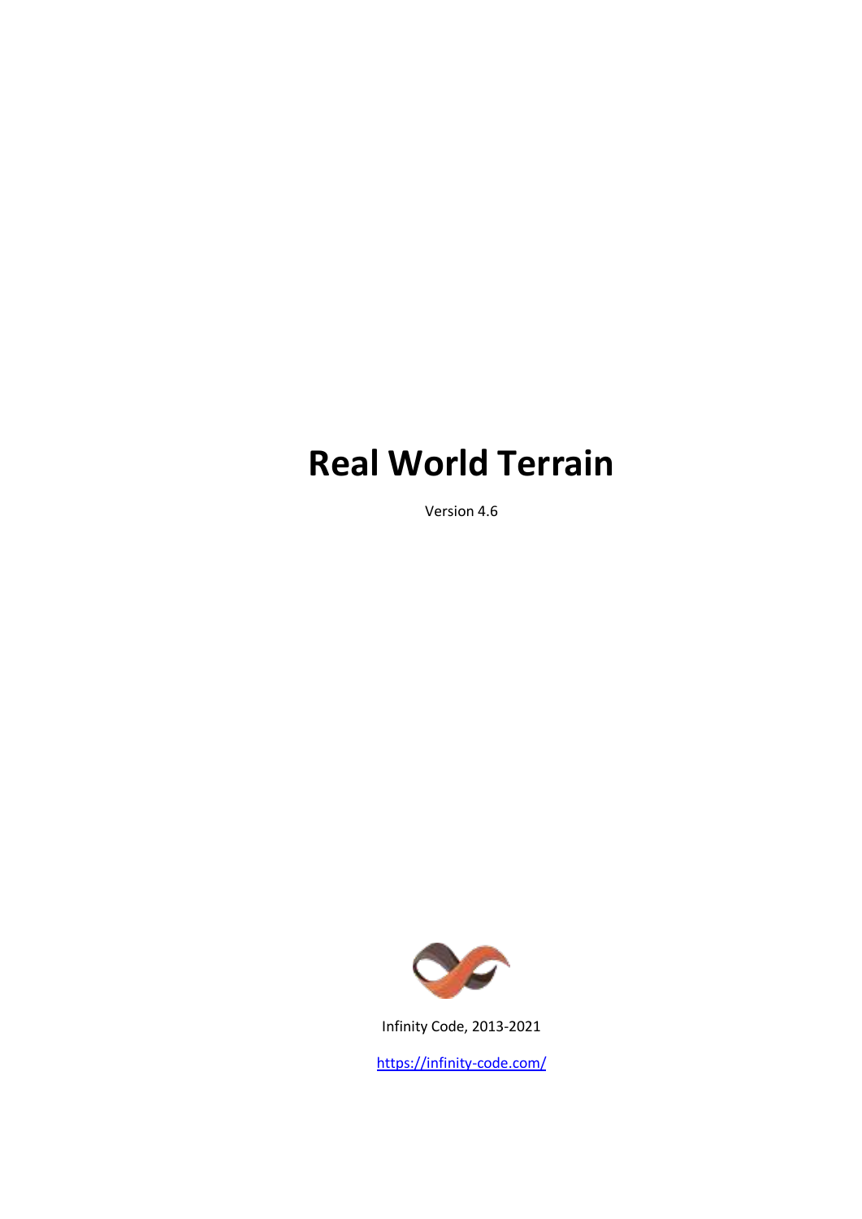# Real World Terrain

Version 4.6

Infinity Code, 2013-2021

https://infinity-code.com/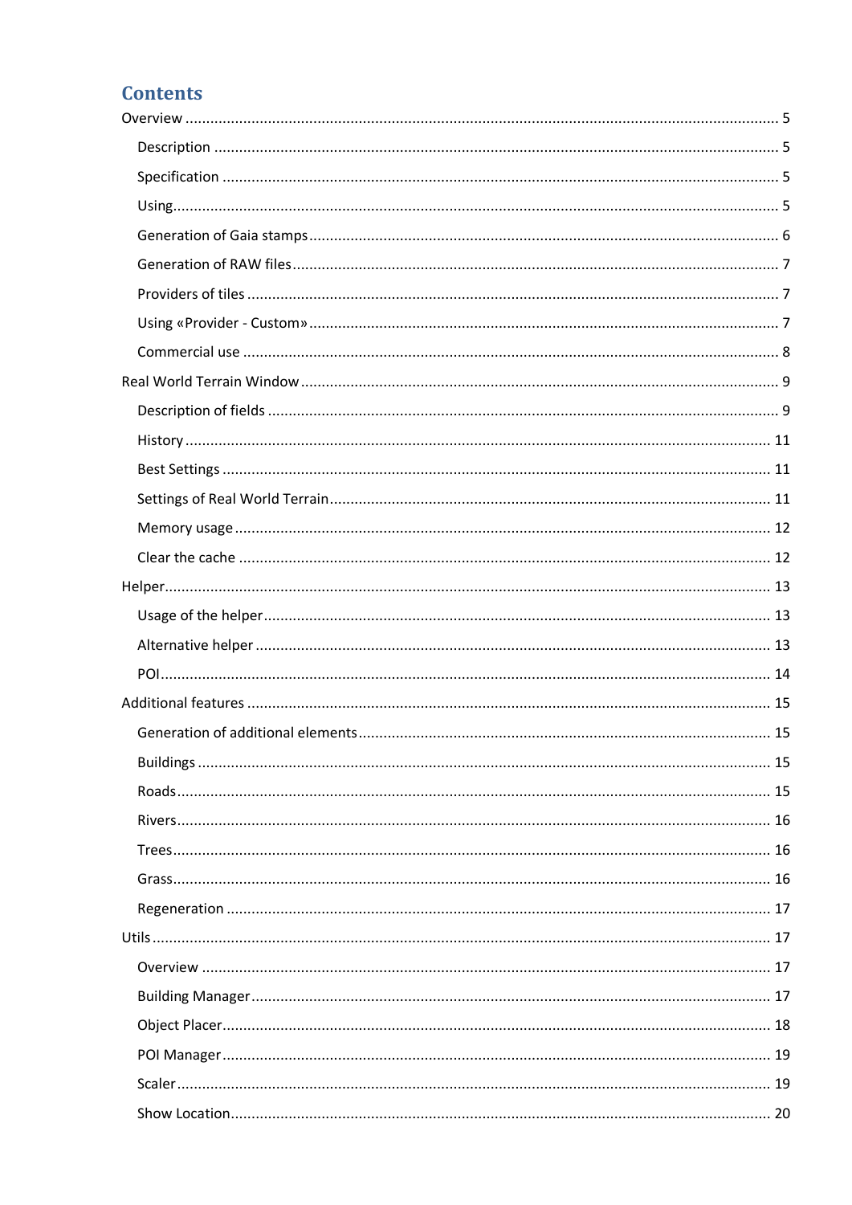# Contents

Overview ..... 5

- Description ..... 5
- Specification ..... 5
- Using ..... 5
- Generation of Gaia stamps ..... 6
- Generation of RAW files ..... 7
- Providers of tiles ..... 7
- Using «Provider - Custom» ..... 7
- Commercial use ..... 8

Real World Terrain Window ..... 9

- Description of fields ..... 9
- History ..... 11
- Best Settings ..... 11
- Settings of Real World Terrain ..... 11
- Memory usage ..... 12
- Clear the cache ..... 12

Helper ..... 13

- Usage of the helper ..... 13
- Alternative helper ..... 13
- POI ..... 14

Additional features ..... 15

- Generation of additional elements ..... 15
- Buildings ..... 15
- Roads ..... 15
- Rivers ..... 16
- Trees ..... 16
- Grass ..... 16
- Regeneration ..... 17

Utils ..... 17

- Overview ..... 17
- Building Manager ..... 17
- Object Placer ..... 18
- POI Manager ..... 19
- Scaler ..... 19
- Show Location ..... 20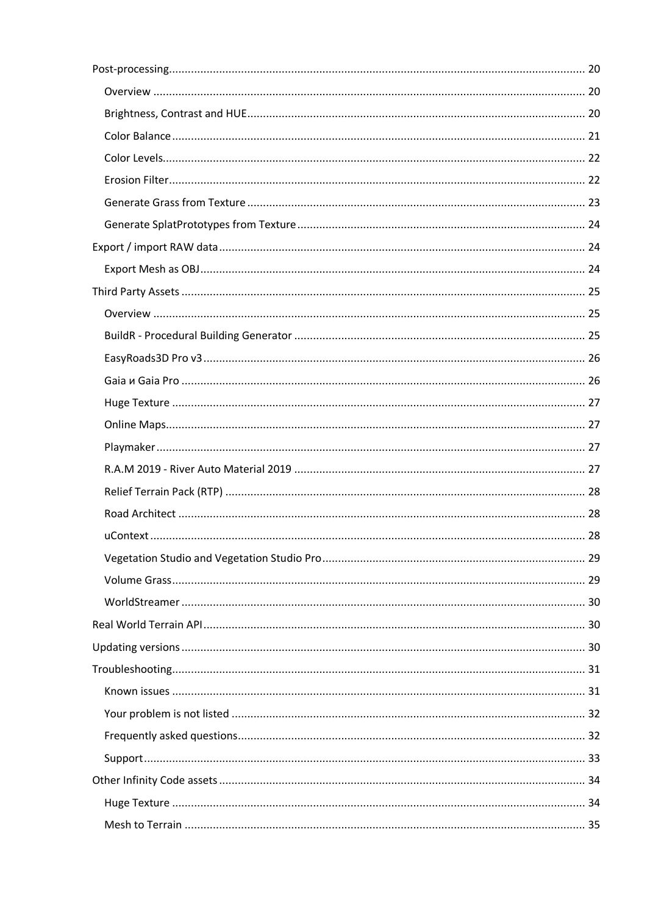- Post-processing ........................................................ 20
  - Overview ........................................................ 20
  - Brightness, Contrast and HUE ........................................................ 20
  - Color Balance ........................................................ 21
  - Color Levels ........................................................ 22
  - Erosion Filter ........................................................ 22
  - Generate Grass from Texture ........................................................ 23
  - Generate SplatPrototypes from Texture ........................................................ 24
- Export / import RAW data ........................................................ 24
  - Export Mesh as OBJ ........................................................ 24
- Third Party Assets ........................................................ 25
  - Overview ........................................................ 25
  - BuildR - Procedural Building Generator ........................................................ 25
  - EasyRoads3D Pro v3 ........................................................ 26
  - Gaia и Gaia Pro ........................................................ 26
  - Huge Texture ........................................................ 27
  - Online Maps ........................................................ 27
  - Playmaker ........................................................ 27
  - R.A.M 2019 - River Auto Material 2019 ........................................................ 27
  - Relief Terrain Pack (RTP) ........................................................ 28
  - Road Architect ........................................................ 28
  - uContext ........................................................ 28
  - Vegetation Studio and Vegetation Studio Pro ........................................................ 29
  - Volume Grass ........................................................ 29
  - WorldStreamer ........................................................ 30
- Real World Terrain API ........................................................ 30
- Updating versions ........................................................ 30
- Troubleshooting ........................................................ 31
  - Known issues ........................................................ 31
  - Your problem is not listed ........................................................ 32
  - Frequently asked questions ........................................................ 32
  - Support ........................................................ 33
- Other Infinity Code assets ........................................................ 34
  - Huge Texture ........................................................ 34
  - Mesh to Terrain ........................................................ 35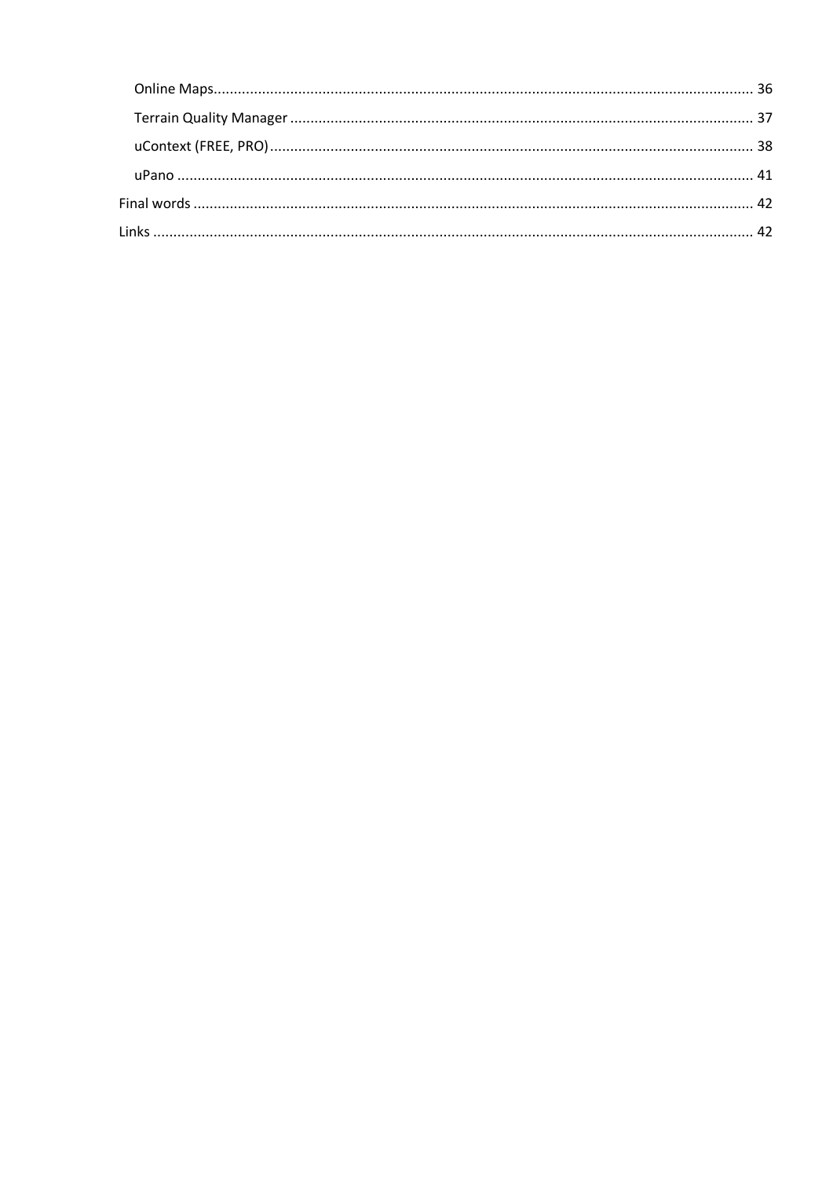- Online Maps ..... 36
- Terrain Quality Manager ..... 37
- uContext (FREE, PRO) ..... 38
- uPano ..... 41

Final words ..... 42

Links ..... 42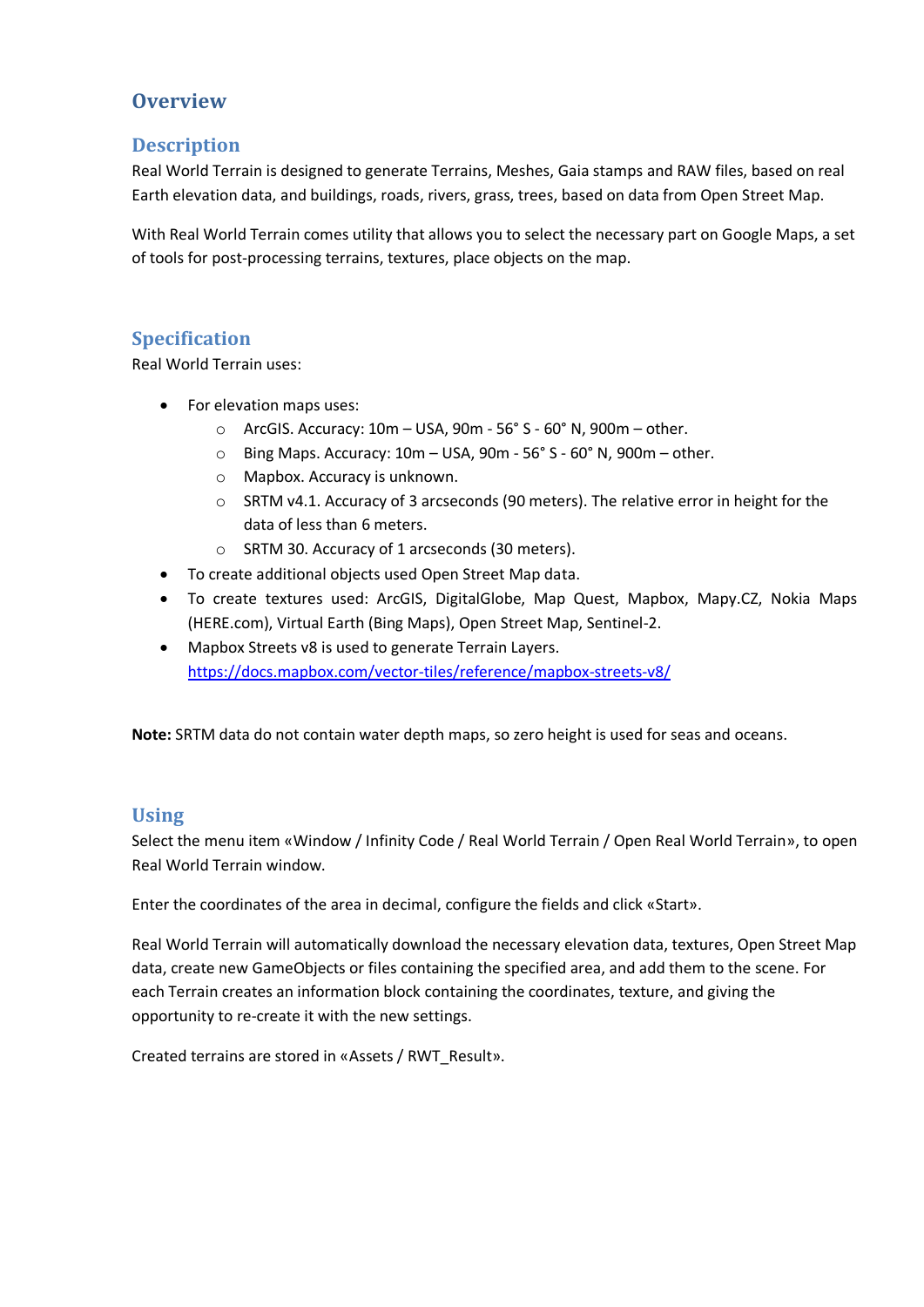# Overview

## Description

Real World Terrain is designed to generate Terrains, Meshes, Gaia stamps and RAW files, based on real Earth elevation data, and buildings, roads, rivers, grass, trees, based on data from Open Street Map.

With Real World Terrain comes utility that allows you to select the necessary part on Google Maps, a set of tools for post-processing terrains, textures, place objects on the map.

## Specification

Real World Terrain uses:

- For elevation maps uses:
  - ArcGIS. Accuracy: 10m – USA, 90m - 56° S - 60° N, 900m – other.
  - Bing Maps. Accuracy: 10m – USA, 90m - 56° S - 60° N, 900m – other.
  - Mapbox. Accuracy is unknown.
  - SRTM v4.1. Accuracy of 3 arcseconds (90 meters). The relative error in height for the data of less than 6 meters.
  - SRTM 30. Accuracy of 1 arcseconds (30 meters).
- To create additional objects used Open Street Map data.
- To create textures used: ArcGIS, DigitalGlobe, Map Quest, Mapbox, Mapy.CZ, Nokia Maps (HERE.com), Virtual Earth (Bing Maps), Open Street Map, Sentinel-2.
- Mapbox Streets v8 is used to generate Terrain Layers. https://docs.mapbox.com/vector-tiles/reference/mapbox-streets-v8/

**Note:** SRTM data do not contain water depth maps, so zero height is used for seas and oceans.

## Using

Select the menu item «Window / Infinity Code / Real World Terrain / Open Real World Terrain», to open Real World Terrain window.

Enter the coordinates of the area in decimal, configure the fields and click «Start».

Real World Terrain will automatically download the necessary elevation data, textures, Open Street Map data, create new GameObjects or files containing the specified area, and add them to the scene. For each Terrain creates an information block containing the coordinates, texture, and giving the opportunity to re-create it with the new settings.

Created terrains are stored in «Assets / RWT_Result».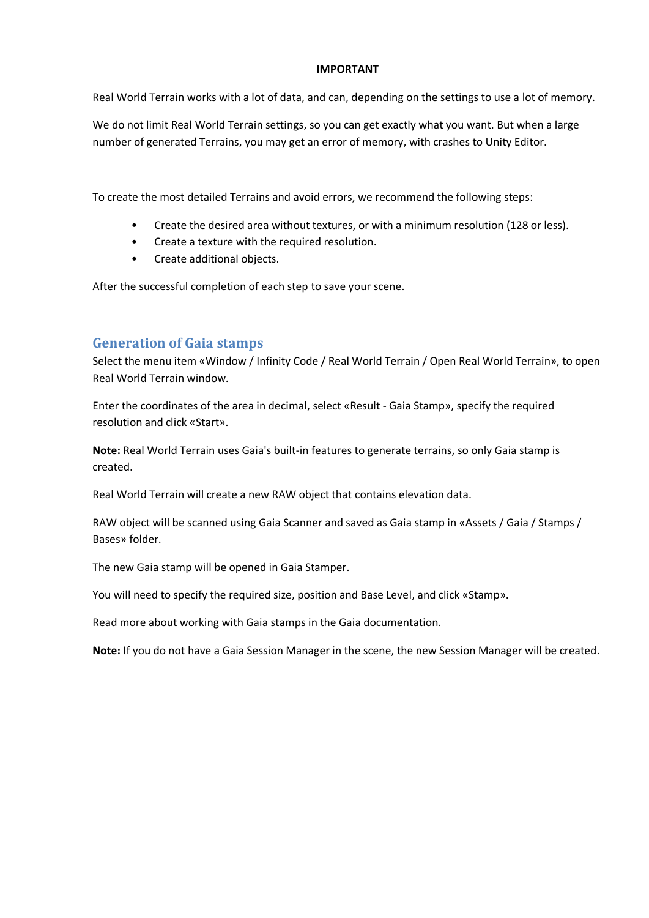**IMPORTANT**

Real World Terrain works with a lot of data, and can, depending on the settings to use a lot of memory.

We do not limit Real World Terrain settings, so you can get exactly what you want. But when a large number of generated Terrains, you may get an error of memory, with crashes to Unity Editor.

To create the most detailed Terrains and avoid errors, we recommend the following steps:

- Create the desired area without textures, or with a minimum resolution (128 or less).
- Create a texture with the required resolution.
- Create additional objects.

After the successful completion of each step to save your scene.

## Generation of Gaia stamps

Select the menu item «Window / Infinity Code / Real World Terrain / Open Real World Terrain», to open Real World Terrain window.

Enter the coordinates of the area in decimal, select «Result - Gaia Stamp», specify the required resolution and click «Start».

**Note:** Real World Terrain uses Gaia's built-in features to generate terrains, so only Gaia stamp is created.

Real World Terrain will create a new RAW object that contains elevation data.

RAW object will be scanned using Gaia Scanner and saved as Gaia stamp in «Assets / Gaia / Stamps / Bases» folder.

The new Gaia stamp will be opened in Gaia Stamper.

You will need to specify the required size, position and Base Level, and click «Stamp».

Read more about working with Gaia stamps in the Gaia documentation.

**Note:** If you do not have a Gaia Session Manager in the scene, the new Session Manager will be created.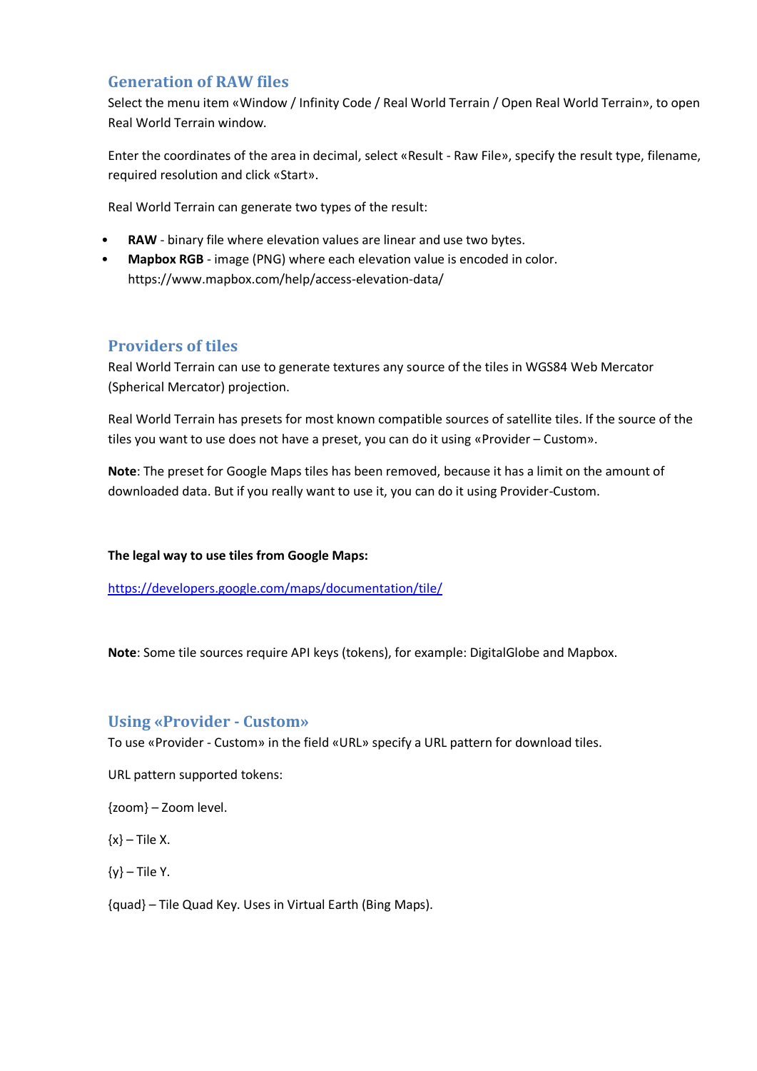## Generation of RAW files

Select the menu item «Window / Infinity Code / Real World Terrain / Open Real World Terrain», to open Real World Terrain window.

Enter the coordinates of the area in decimal, select «Result - Raw File», specify the result type, filename, required resolution and click «Start».

Real World Terrain can generate two types of the result:

- **RAW** - binary file where elevation values are linear and use two bytes.
- **Mapbox RGB** - image (PNG) where each elevation value is encoded in color. https://www.mapbox.com/help/access-elevation-data/

## Providers of tiles

Real World Terrain can use to generate textures any source of the tiles in WGS84 Web Mercator (Spherical Mercator) projection.

Real World Terrain has presets for most known compatible sources of satellite tiles. If the source of the tiles you want to use does not have a preset, you can do it using «Provider – Custom».

**Note**: The preset for Google Maps tiles has been removed, because it has a limit on the amount of downloaded data. But if you really want to use it, you can do it using Provider-Custom.

**The legal way to use tiles from Google Maps:**

https://developers.google.com/maps/documentation/tile/

**Note**: Some tile sources require API keys (tokens), for example: DigitalGlobe and Mapbox.

## Using «Provider - Custom»

To use «Provider - Custom» in the field «URL» specify a URL pattern for download tiles.

URL pattern supported tokens:

{zoom} – Zoom level.

{x} – Tile X.

{y} – Tile Y.

{quad} – Tile Quad Key. Uses in Virtual Earth (Bing Maps).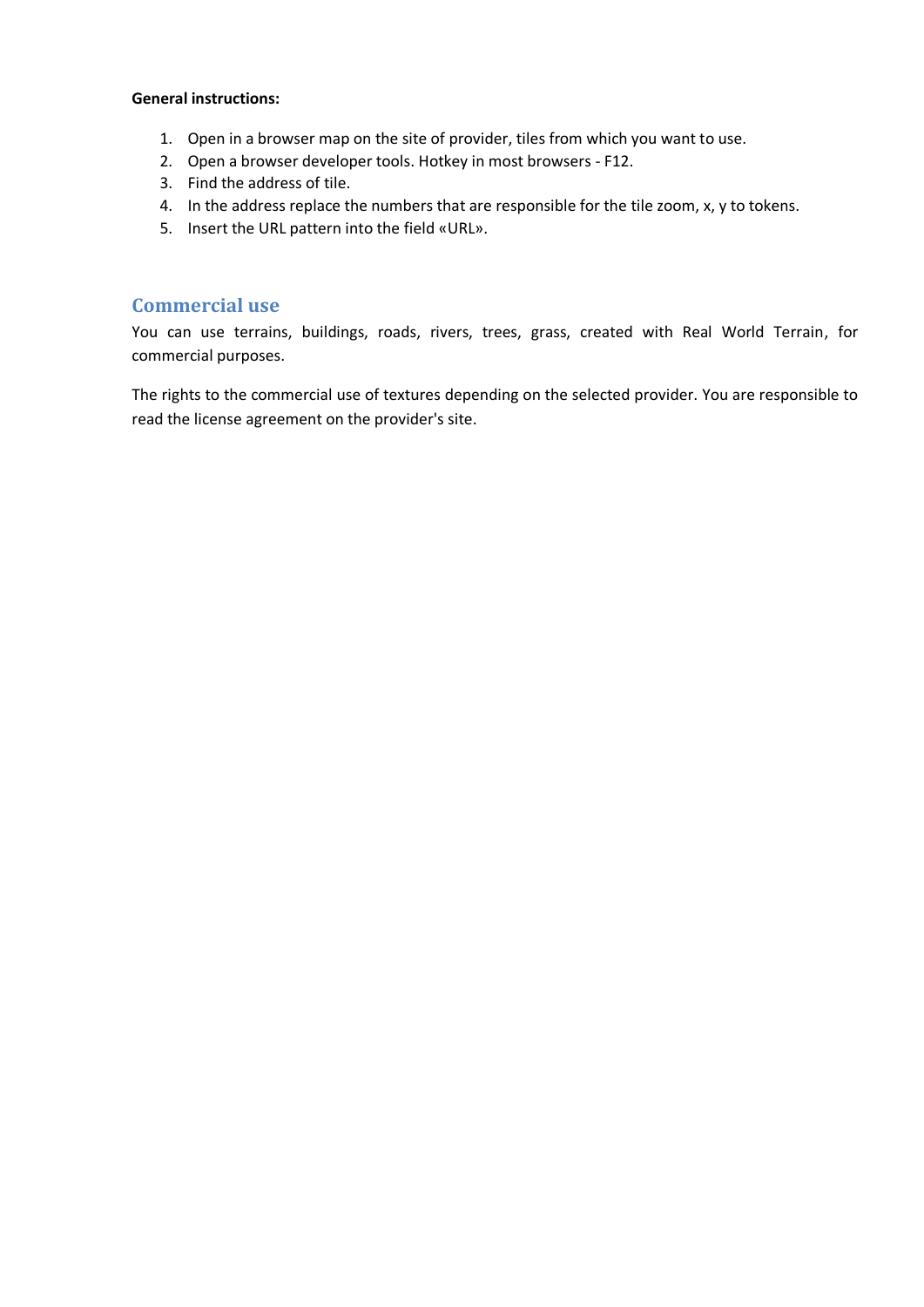**General instructions:**

1. Open in a browser map on the site of provider, tiles from which you want to use.
2. Open a browser developer tools. Hotkey in most browsers - F12.
3. Find the address of tile.
4. In the address replace the numbers that are responsible for the tile zoom, x, y to tokens.
5. Insert the URL pattern into the field «URL».

## Commercial use

You can use terrains, buildings, roads, rivers, trees, grass, created with Real World Terrain, for commercial purposes.

The rights to the commercial use of textures depending on the selected provider. You are responsible to read the license agreement on the provider's site.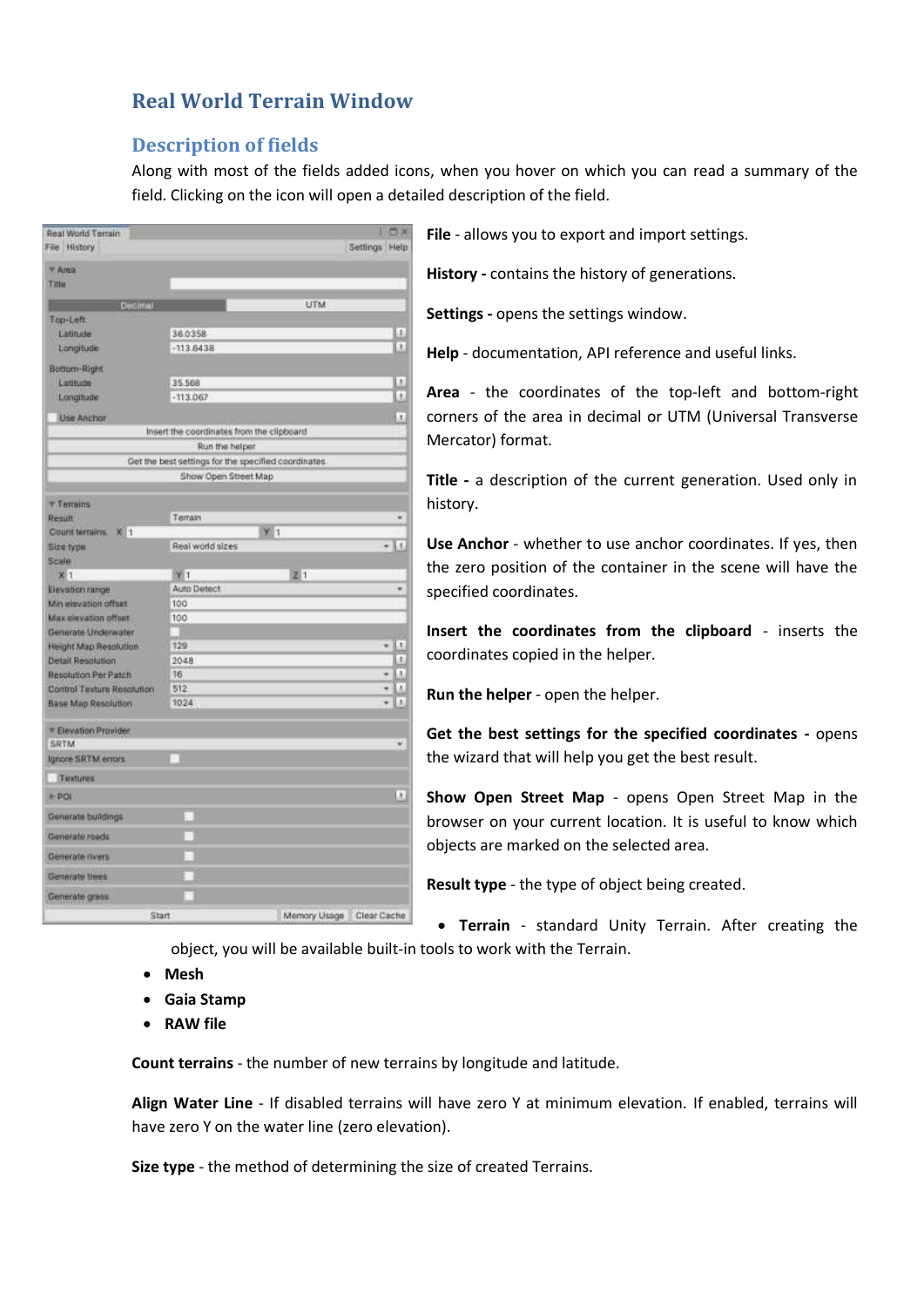# Real World Terrain Window

## Description of fields

Along with most of the fields added icons, when you hover on which you can read a summary of the field. Clicking on the icon will open a detailed description of the field.

**File** - allows you to export and import settings.

**History -** contains the history of generations.

**Settings -** opens the settings window.

**Help** - documentation, API reference and useful links.

**Area** - the coordinates of the top-left and bottom-right corners of the area in decimal or UTM (Universal Transverse Mercator) format.

**Title -** a description of the current generation. Used only in history.

**Use Anchor** - whether to use anchor coordinates. If yes, then the zero position of the container in the scene will have the specified coordinates.

**Insert the coordinates from the clipboard** - inserts the coordinates copied in the helper.

**Run the helper** - open the helper.

**Get the best settings for the specified coordinates -** opens the wizard that will help you get the best result.

**Show Open Street Map** - opens Open Street Map in the browser on your current location. It is useful to know which objects are marked on the selected area.

**Result type** - the type of object being created.

- **Terrain** - standard Unity Terrain. After creating the object, you will be available built-in tools to work with the Terrain.
- **Mesh**
- **Gaia Stamp**
- **RAW file**

**Count terrains** - the number of new terrains by longitude and latitude.

**Align Water Line** - If disabled terrains will have zero Y at minimum elevation. If enabled, terrains will have zero Y on the water line (zero elevation).

**Size type** - the method of determining the size of created Terrains.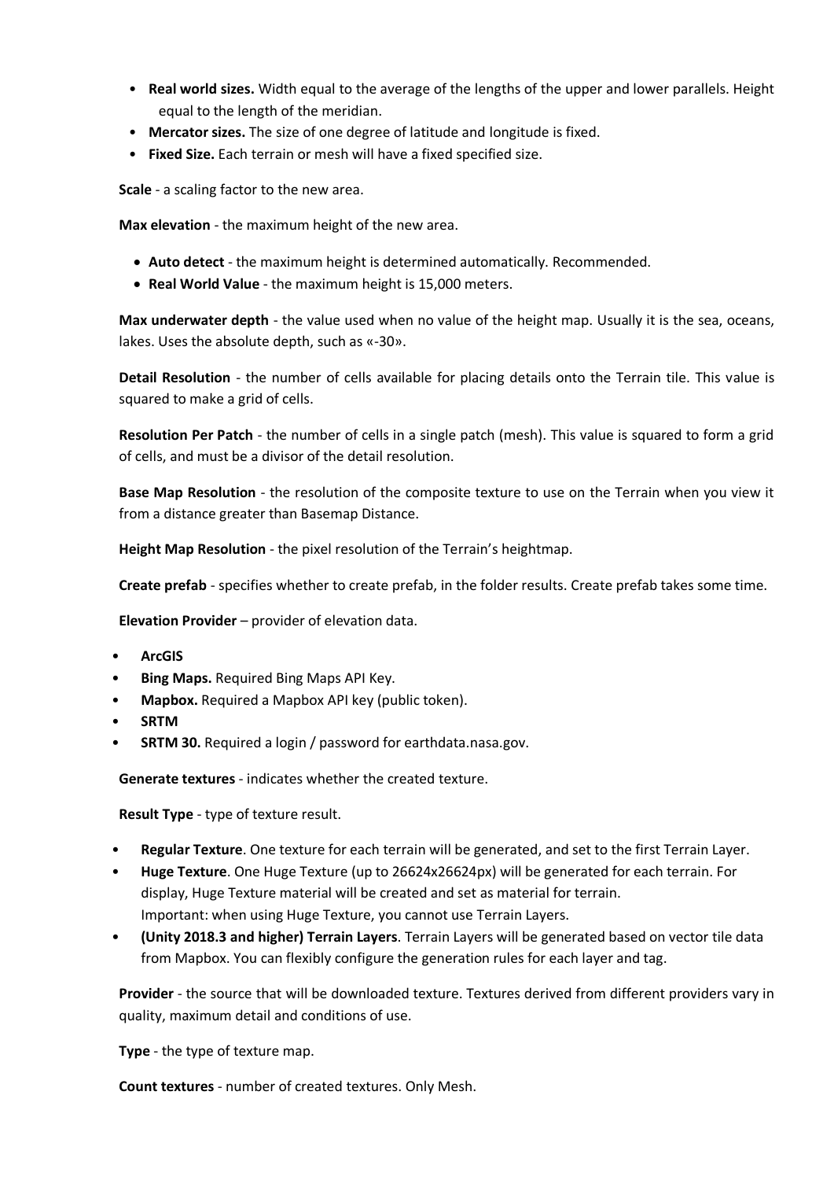- **Real world sizes.** Width equal to the average of the lengths of the upper and lower parallels. Height equal to the length of the meridian.
- **Mercator sizes.** The size of one degree of latitude and longitude is fixed.
- **Fixed Size.** Each terrain or mesh will have a fixed specified size.

**Scale** - a scaling factor to the new area.

**Max elevation** - the maximum height of the new area.

- **Auto detect** - the maximum height is determined automatically. Recommended.
- **Real World Value** - the maximum height is 15,000 meters.

**Max underwater depth** - the value used when no value of the height map. Usually it is the sea, oceans, lakes. Uses the absolute depth, such as «-30».

**Detail Resolution** - the number of cells available for placing details onto the Terrain tile. This value is squared to make a grid of cells.

**Resolution Per Patch** - the number of cells in a single patch (mesh). This value is squared to form a grid of cells, and must be a divisor of the detail resolution.

**Base Map Resolution** - the resolution of the composite texture to use on the Terrain when you view it from a distance greater than Basemap Distance.

**Height Map Resolution** - the pixel resolution of the Terrain's heightmap.

**Create prefab** - specifies whether to create prefab, in the folder results. Create prefab takes some time.

**Elevation Provider** – provider of elevation data.

- **ArcGIS**
- **Bing Maps.** Required Bing Maps API Key.
- **Mapbox.** Required a Mapbox API key (public token).
- **SRTM**
- **SRTM 30.** Required a login / password for earthdata.nasa.gov.

**Generate textures** - indicates whether the created texture.

**Result Type** - type of texture result.

- **Regular Texture**. One texture for each terrain will be generated, and set to the first Terrain Layer.
- **Huge Texture**. One Huge Texture (up to 26624x26624px) will be generated for each terrain. For display, Huge Texture material will be created and set as material for terrain.
  Important: when using Huge Texture, you cannot use Terrain Layers.
- **(Unity 2018.3 and higher) Terrain Layers**. Terrain Layers will be generated based on vector tile data from Mapbox. You can flexibly configure the generation rules for each layer and tag.

**Provider** - the source that will be downloaded texture. Textures derived from different providers vary in quality, maximum detail and conditions of use.

**Type** - the type of texture map.

**Count textures** - number of created textures. Only Mesh.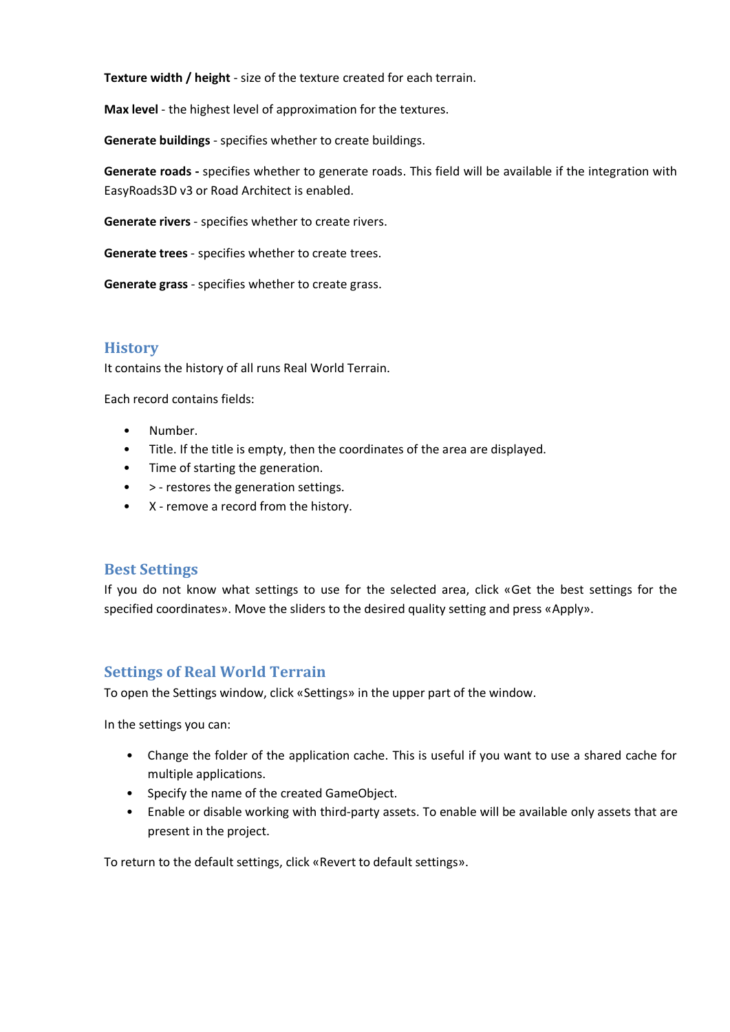**Texture width / height** - size of the texture created for each terrain.

**Max level** - the highest level of approximation for the textures.

**Generate buildings** - specifies whether to create buildings.

**Generate roads -** specifies whether to generate roads. This field will be available if the integration with EasyRoads3D v3 or Road Architect is enabled.

**Generate rivers** - specifies whether to create rivers.

**Generate trees** - specifies whether to create trees.

**Generate grass** - specifies whether to create grass.

## History

It contains the history of all runs Real World Terrain.

Each record contains fields:

- Number.
- Title. If the title is empty, then the coordinates of the area are displayed.
- Time of starting the generation.
- > - restores the generation settings.
- X - remove a record from the history.

## Best Settings

If you do not know what settings to use for the selected area, click «Get the best settings for the specified coordinates». Move the sliders to the desired quality setting and press «Apply».

## Settings of Real World Terrain

To open the Settings window, click «Settings» in the upper part of the window.

In the settings you can:

- Change the folder of the application cache. This is useful if you want to use a shared cache for multiple applications.
- Specify the name of the created GameObject.
- Enable or disable working with third-party assets. To enable will be available only assets that are present in the project.

To return to the default settings, click «Revert to default settings».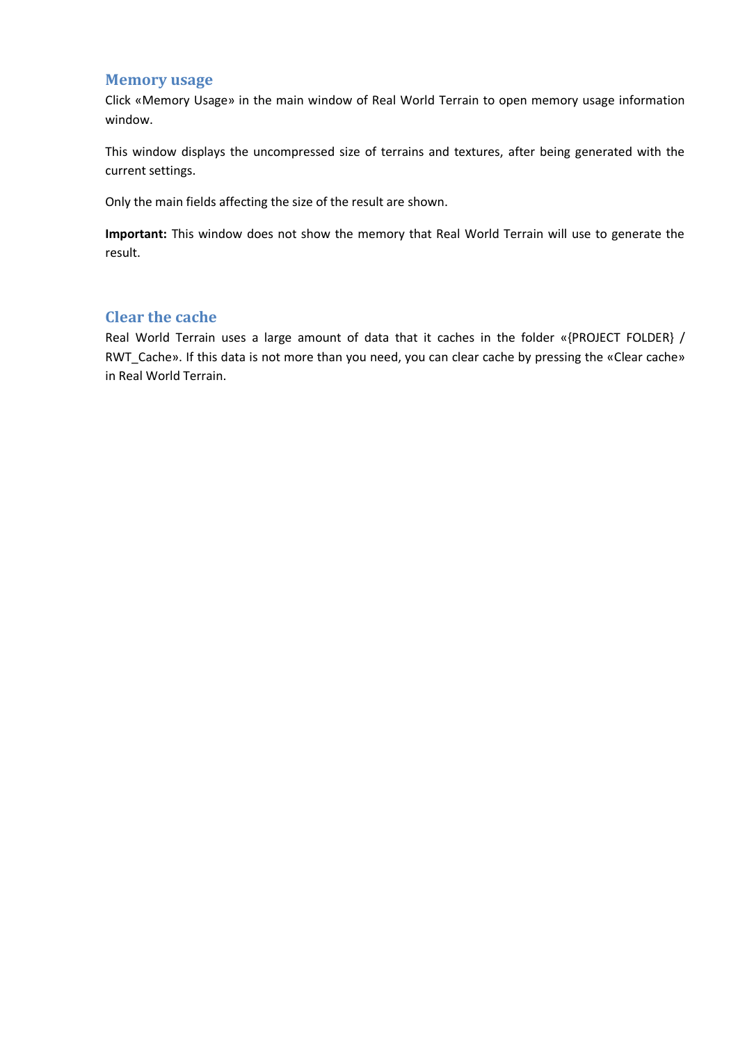## Memory usage

Click «Memory Usage» in the main window of Real World Terrain to open memory usage information window.

This window displays the uncompressed size of terrains and textures, after being generated with the current settings.

Only the main fields affecting the size of the result are shown.

**Important:** This window does not show the memory that Real World Terrain will use to generate the result.

## Clear the cache

Real World Terrain uses a large amount of data that it caches in the folder «{PROJECT FOLDER} / RWT_Cache». If this data is not more than you need, you can clear cache by pressing the «Clear cache» in Real World Terrain.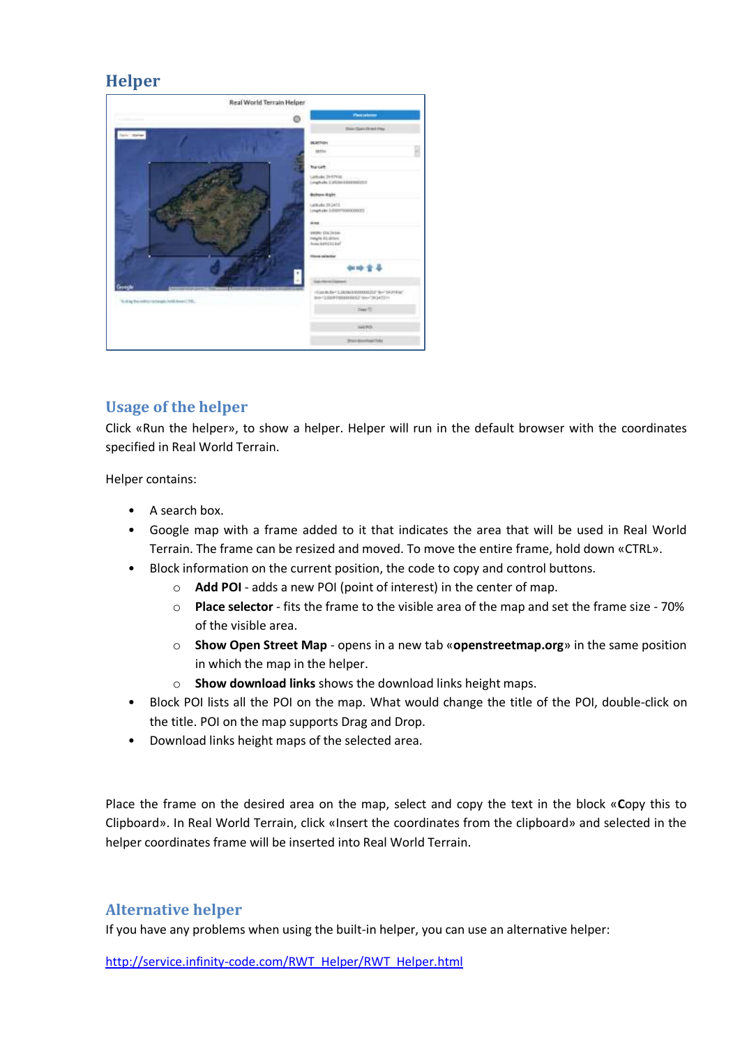## Helper

## Usage of the helper

Click «Run the helper», to show a helper. Helper will run in the default browser with the coordinates specified in Real World Terrain.

Helper contains:

- A search box.
- Google map with a frame added to it that indicates the area that will be used in Real World Terrain. The frame can be resized and moved. To move the entire frame, hold down «CTRL».
- Block information on the current position, the code to copy and control buttons.
  - **Add POI** - adds a new POI (point of interest) in the center of map.
  - **Place selector** - fits the frame to the visible area of the map and set the frame size - 70% of the visible area.
  - **Show Open Street Map** - opens in a new tab «**openstreetmap.org**» in the same position in which the map in the helper.
  - **Show download links** shows the download links height maps.
- Block POI lists all the POI on the map. What would change the title of the POI, double-click on the title. POI on the map supports Drag and Drop.
- Download links height maps of the selected area.

Place the frame on the desired area on the map, select and copy the text in the block «**C**opy this to Clipboard». In Real World Terrain, click «Insert the coordinates from the clipboard» and selected in the helper coordinates frame will be inserted into Real World Terrain.

## Alternative helper

If you have any problems when using the built-in helper, you can use an alternative helper:

http://service.infinity-code.com/RWT_Helper/RWT_Helper.html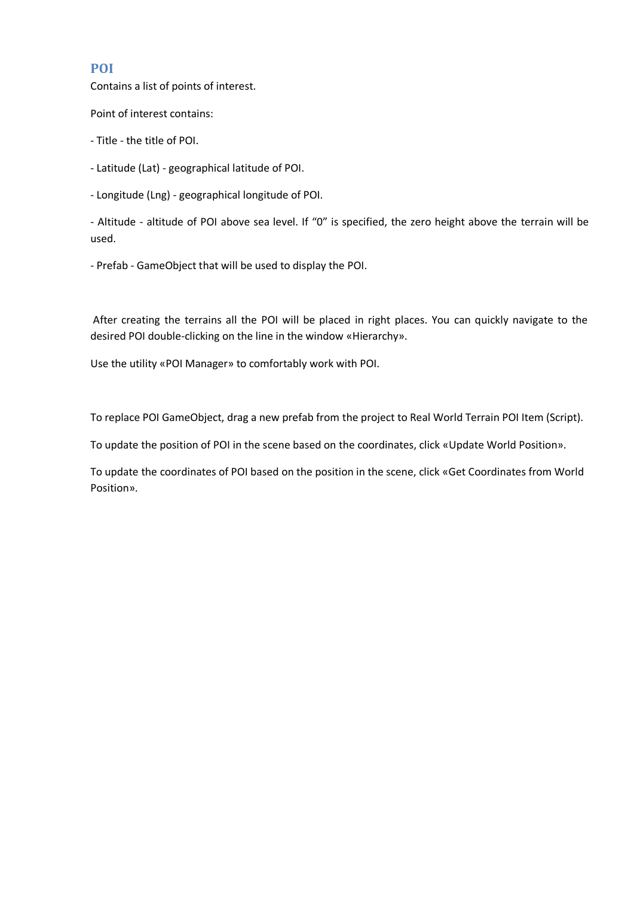## POI

Contains a list of points of interest.

Point of interest contains:

- Title - the title of POI.

- Latitude (Lat) - geographical latitude of POI.

- Longitude (Lng) - geographical longitude of POI.

- Altitude - altitude of POI above sea level. If “0” is specified, the zero height above the terrain will be used.

- Prefab - GameObject that will be used to display the POI.

After creating the terrains all the POI will be placed in right places. You can quickly navigate to the desired POI double-clicking on the line in the window «Hierarchy».

Use the utility «POI Manager» to comfortably work with POI.

To replace POI GameObject, drag a new prefab from the project to Real World Terrain POI Item (Script).

To update the position of POI in the scene based on the coordinates, click «Update World Position».

To update the coordinates of POI based on the position in the scene, click «Get Coordinates from World Position».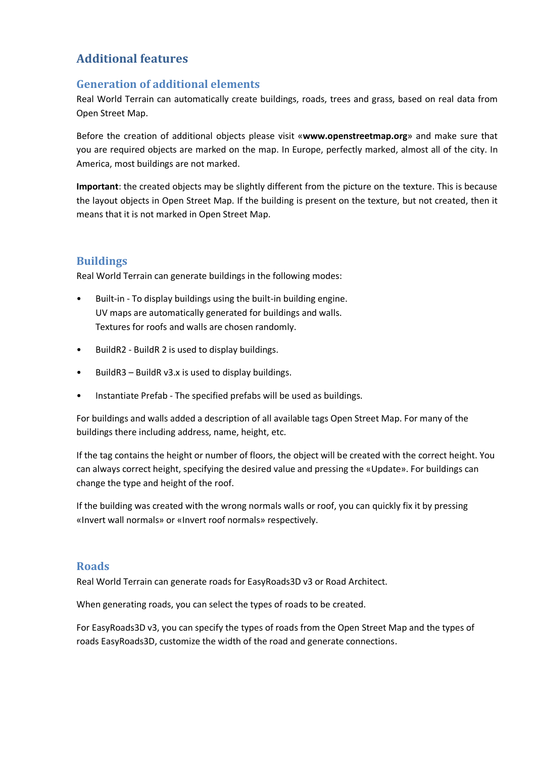# Additional features

## Generation of additional elements

Real World Terrain can automatically create buildings, roads, trees and grass, based on real data from Open Street Map.

Before the creation of additional objects please visit «**www.openstreetmap.org**» and make sure that you are required objects are marked on the map. In Europe, perfectly marked, almost all of the city. In America, most buildings are not marked.

**Important**: the created objects may be slightly different from the picture on the texture. This is because the layout objects in Open Street Map. If the building is present on the texture, but not created, then it means that it is not marked in Open Street Map.

## Buildings

Real World Terrain can generate buildings in the following modes:

- Built-in - To display buildings using the built-in building engine.
  UV maps are automatically generated for buildings and walls.
  Textures for roofs and walls are chosen randomly.
- BuildR2 - BuildR 2 is used to display buildings.
- BuildR3 – BuildR v3.x is used to display buildings.
- Instantiate Prefab - The specified prefabs will be used as buildings.

For buildings and walls added a description of all available tags Open Street Map. For many of the buildings there including address, name, height, etc.

If the tag contains the height or number of floors, the object will be created with the correct height. You can always correct height, specifying the desired value and pressing the «Update». For buildings can change the type and height of the roof.

If the building was created with the wrong normals walls or roof, you can quickly fix it by pressing «Invert wall normals» or «Invert roof normals» respectively.

## Roads

Real World Terrain can generate roads for EasyRoads3D v3 or Road Architect.

When generating roads, you can select the types of roads to be created.

For EasyRoads3D v3, you can specify the types of roads from the Open Street Map and the types of roads EasyRoads3D, customize the width of the road and generate connections.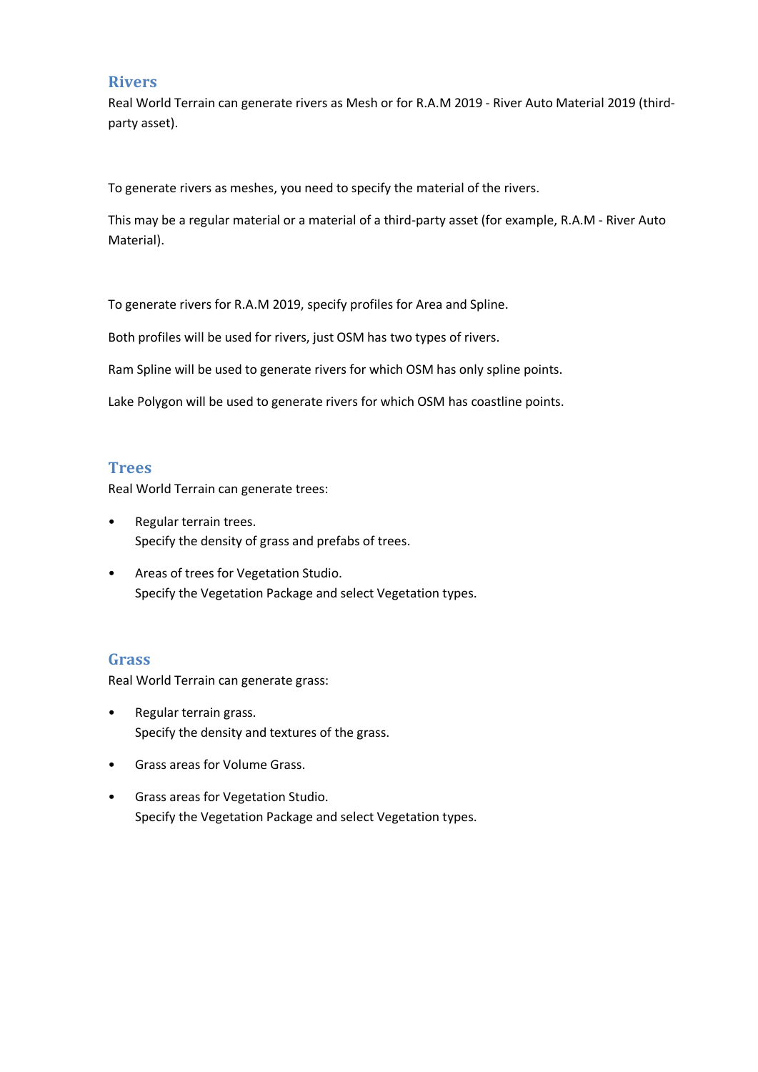## Rivers

Real World Terrain can generate rivers as Mesh or for R.A.M 2019 - River Auto Material 2019 (third-party asset).

To generate rivers as meshes, you need to specify the material of the rivers.

This may be a regular material or a material of a third-party asset (for example, R.A.M - River Auto Material).

To generate rivers for R.A.M 2019, specify profiles for Area and Spline.

Both profiles will be used for rivers, just OSM has two types of rivers.

Ram Spline will be used to generate rivers for which OSM has only spline points.

Lake Polygon will be used to generate rivers for which OSM has coastline points.

## Trees

Real World Terrain can generate trees:

- Regular terrain trees.
  Specify the density of grass and prefabs of trees.
- Areas of trees for Vegetation Studio.
  Specify the Vegetation Package and select Vegetation types.

## Grass

Real World Terrain can generate grass:

- Regular terrain grass.
  Specify the density and textures of the grass.
- Grass areas for Volume Grass.
- Grass areas for Vegetation Studio.
  Specify the Vegetation Package and select Vegetation types.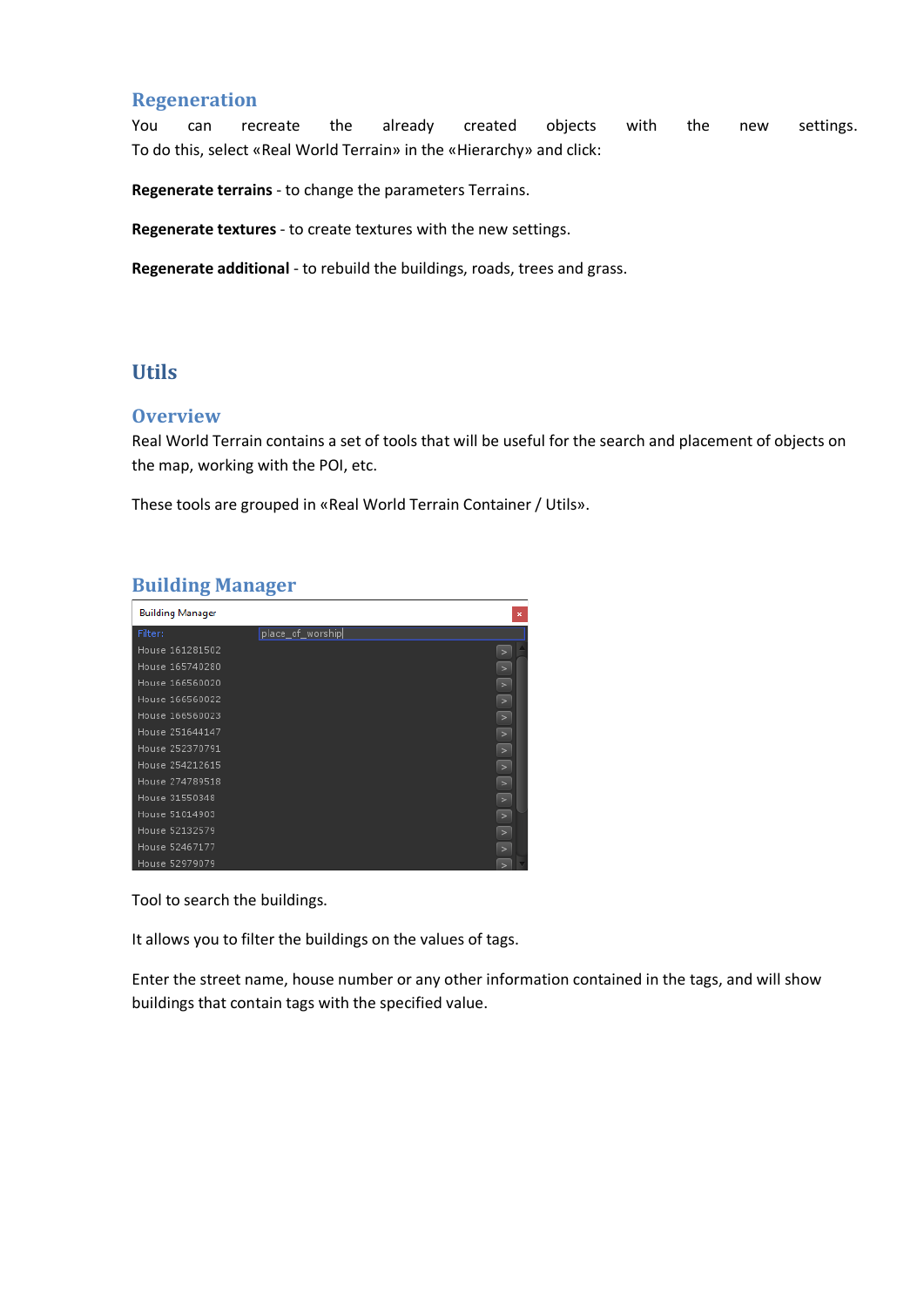## Regeneration

You can recreate the already created objects with the new settings. To do this, select «Real World Terrain» in the «Hierarchy» and click:

**Regenerate terrains** - to change the parameters Terrains.

**Regenerate textures** - to create textures with the new settings.

**Regenerate additional** - to rebuild the buildings, roads, trees and grass.

# Utils

## Overview

Real World Terrain contains a set of tools that will be useful for the search and placement of objects on the map, working with the POI, etc.

These tools are grouped in «Real World Terrain Container / Utils».

## Building Manager

Tool to search the buildings.

It allows you to filter the buildings on the values of tags.

Enter the street name, house number or any other information contained in the tags, and will show buildings that contain tags with the specified value.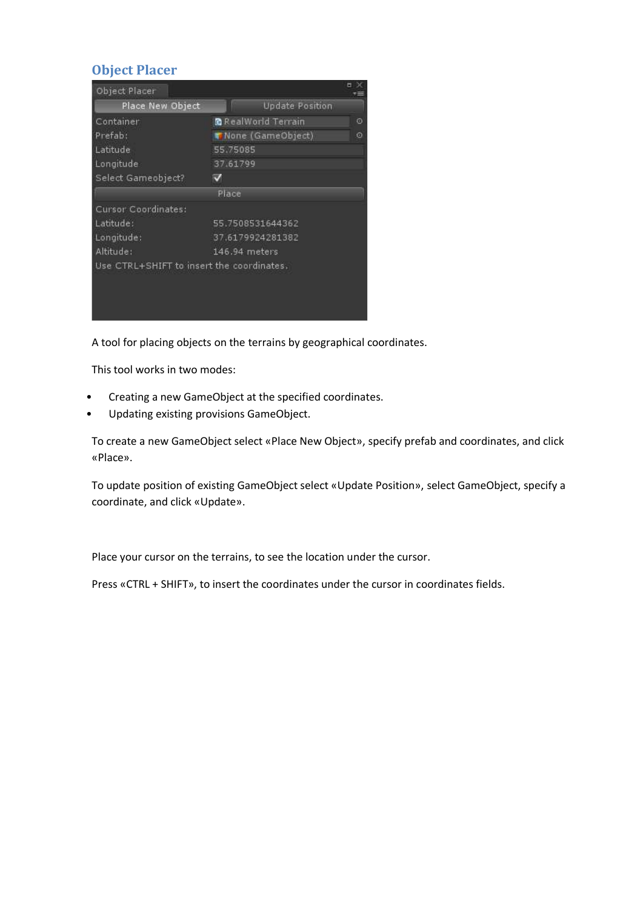## Object Placer

A tool for placing objects on the terrains by geographical coordinates.

This tool works in two modes:

- Creating a new GameObject at the specified coordinates.
- Updating existing provisions GameObject.

To create a new GameObject select «Place New Object», specify prefab and coordinates, and click «Place».

To update position of existing GameObject select «Update Position», select GameObject, specify a coordinate, and click «Update».

Place your cursor on the terrains, to see the location under the cursor.

Press «CTRL + SHIFT», to insert the coordinates under the cursor in coordinates fields.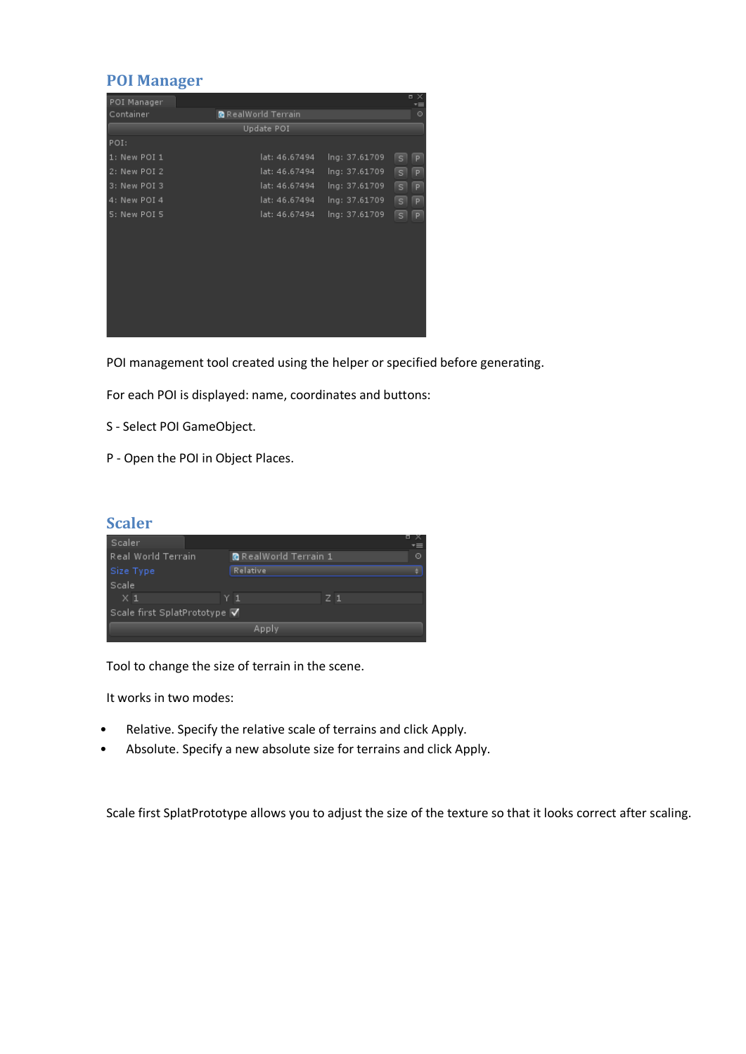## POI Manager

POI management tool created using the helper or specified before generating.

For each POI is displayed: name, coordinates and buttons:

S - Select POI GameObject.

P - Open the POI in Object Places.

## Scaler

Tool to change the size of terrain in the scene.

It works in two modes:

- Relative. Specify the relative scale of terrains and click Apply.
- Absolute. Specify a new absolute size for terrains and click Apply.

Scale first SplatPrototype allows you to adjust the size of the texture so that it looks correct after scaling.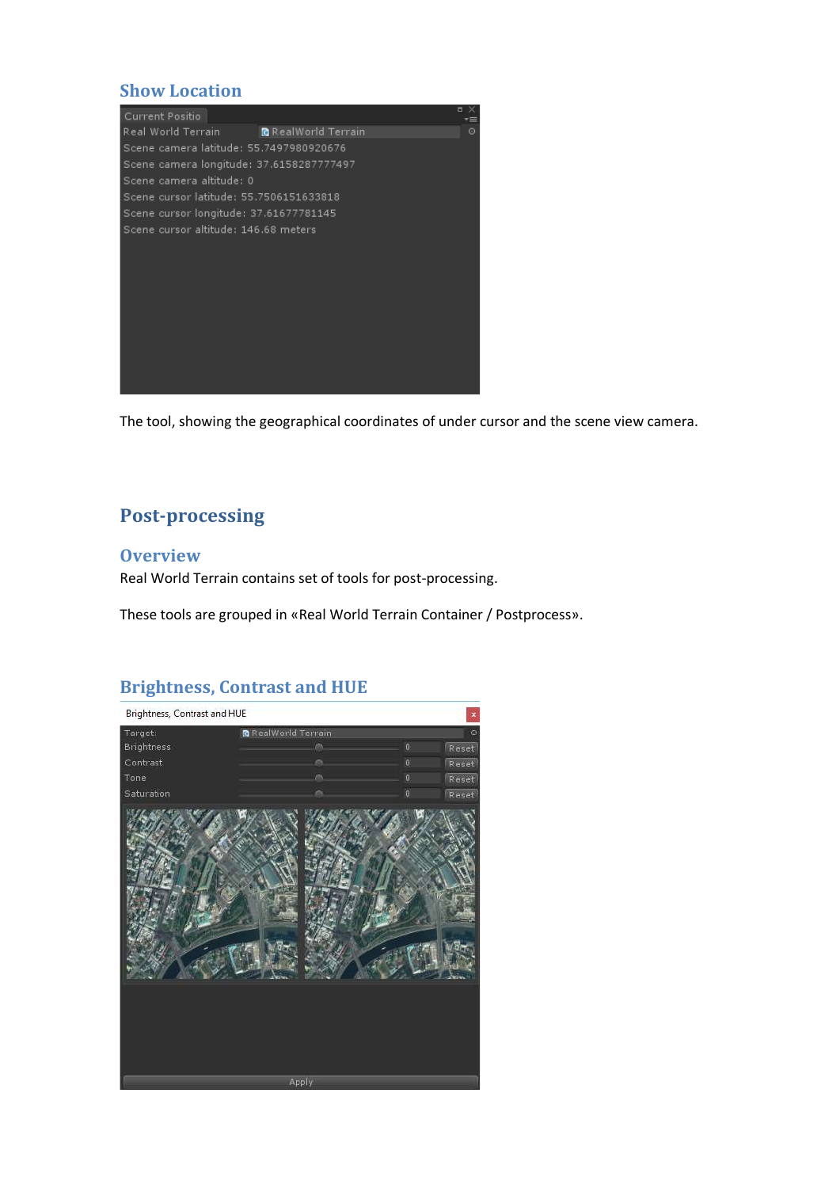## Show Location

The tool, showing the geographical coordinates of under cursor and the scene view camera.

# Post-processing

## Overview

Real World Terrain contains set of tools for post-processing.

These tools are grouped in «Real World Terrain Container / Postprocess».

## Brightness, Contrast and HUE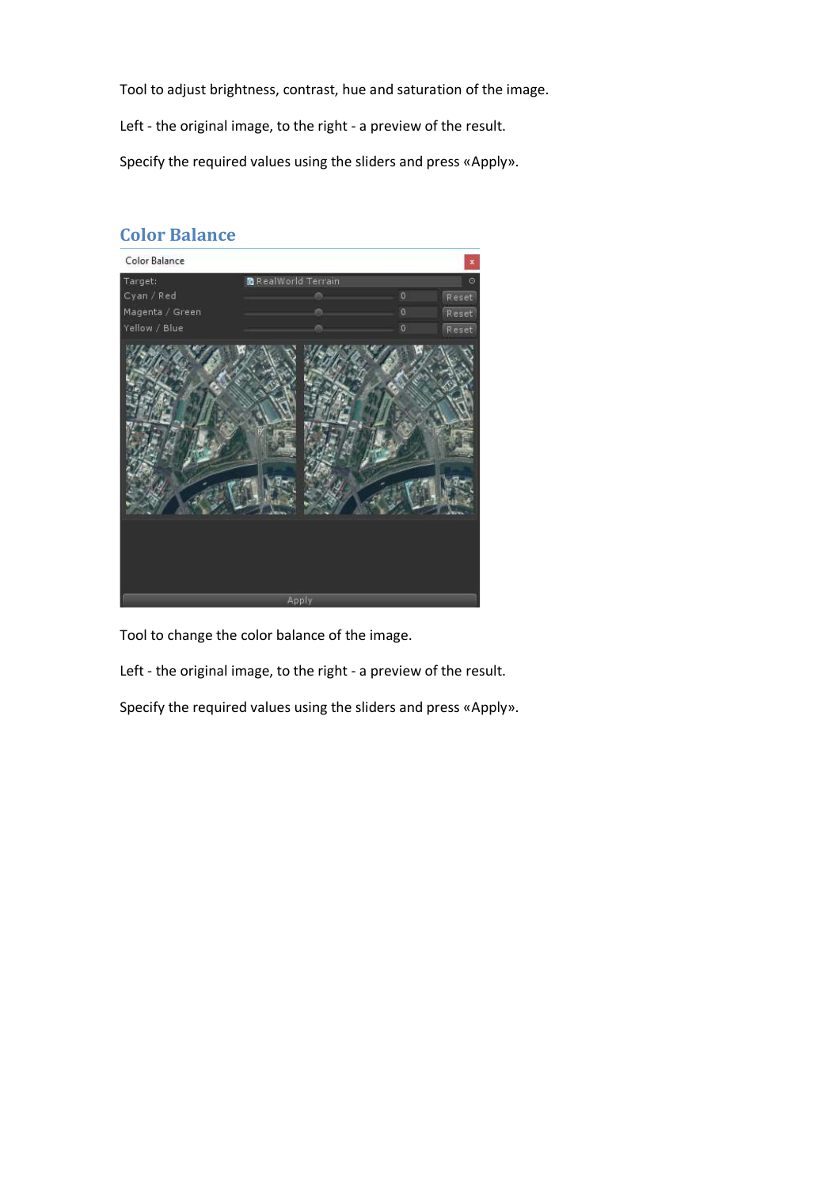Tool to adjust brightness, contrast, hue and saturation of the image.

Left - the original image, to the right - a preview of the result.

Specify the required values using the sliders and press «Apply».

## Color Balance

Tool to change the color balance of the image.

Left - the original image, to the right - a preview of the result.

Specify the required values using the sliders and press «Apply».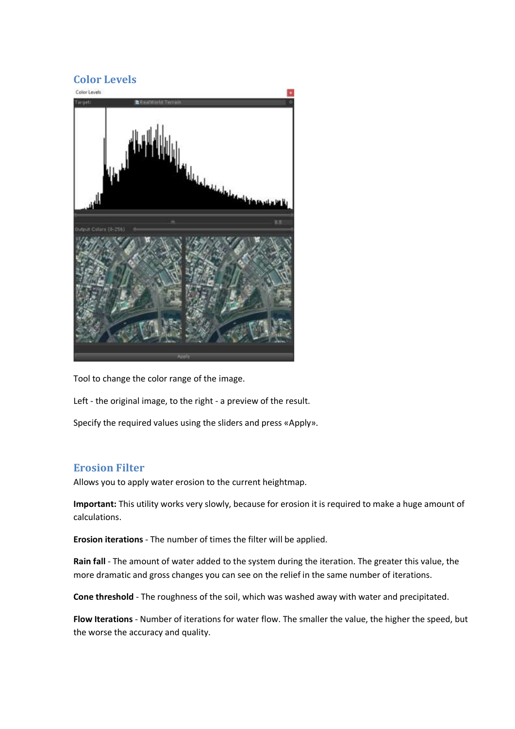## Color Levels

Tool to change the color range of the image.

Left - the original image, to the right - a preview of the result.

Specify the required values using the sliders and press «Apply».

## Erosion Filter

Allows you to apply water erosion to the current heightmap.

**Important:** This utility works very slowly, because for erosion it is required to make a huge amount of calculations.

**Erosion iterations** - The number of times the filter will be applied.

**Rain fall** - The amount of water added to the system during the iteration. The greater this value, the more dramatic and gross changes you can see on the relief in the same number of iterations.

**Cone threshold** - The roughness of the soil, which was washed away with water and precipitated.

**Flow Iterations** - Number of iterations for water flow. The smaller the value, the higher the speed, but the worse the accuracy and quality.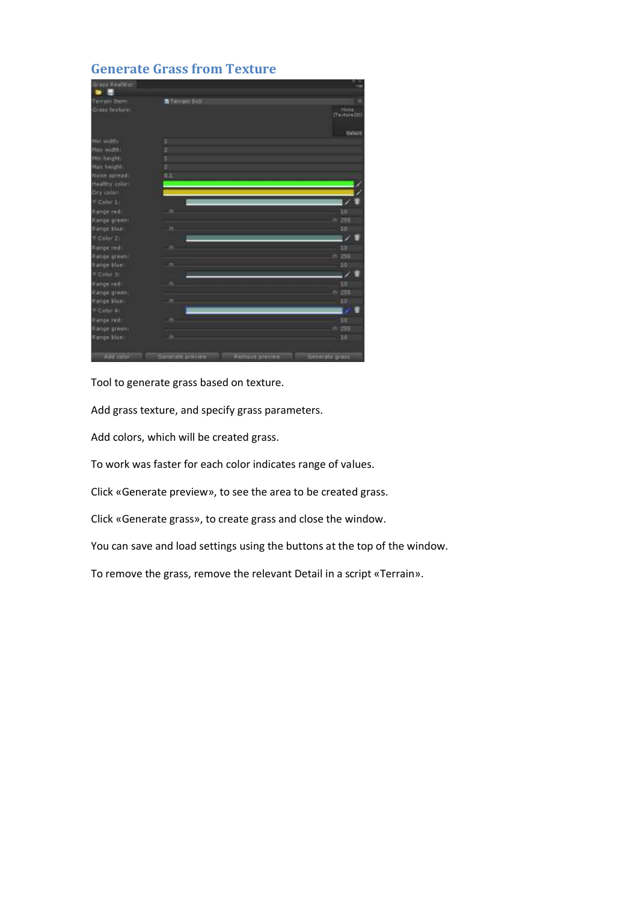## Generate Grass from Texture

Tool to generate grass based on texture.

Add grass texture, and specify grass parameters.

Add colors, which will be created grass.

To work was faster for each color indicates range of values.

Click «Generate preview», to see the area to be created grass.

Click «Generate grass», to create grass and close the window.

You can save and load settings using the buttons at the top of the window.

To remove the grass, remove the relevant Detail in a script «Terrain».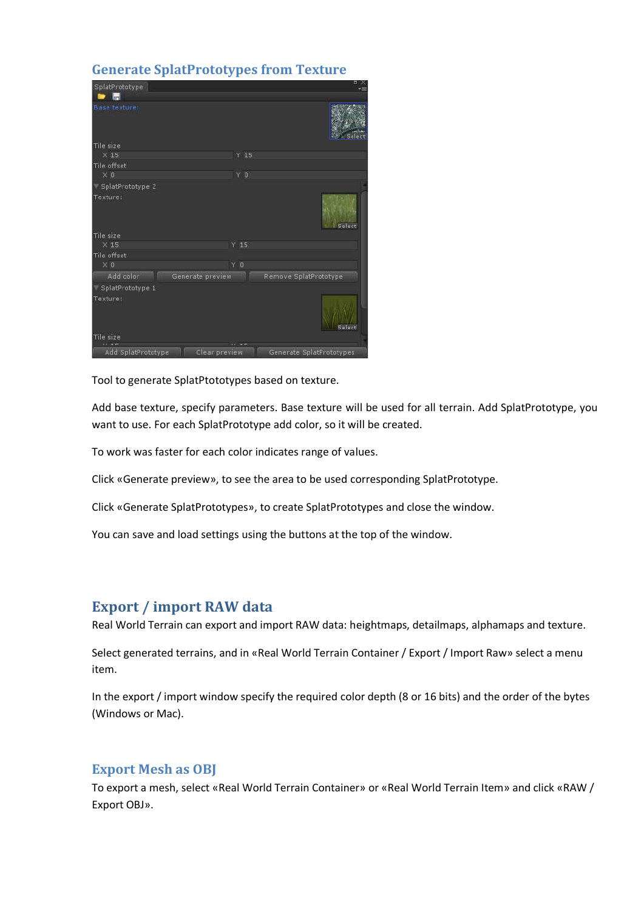## Generate SplatPrototypes from Texture

Tool to generate SplatPtototypes based on texture.

Add base texture, specify parameters. Base texture will be used for all terrain. Add SplatPrototype, you want to use. For each SplatPrototype add color, so it will be created.

To work was faster for each color indicates range of values.

Click «Generate preview», to see the area to be used corresponding SplatPrototype.

Click «Generate SplatPrototypes», to create SplatPrototypes and close the window.

You can save and load settings using the buttons at the top of the window.

## Export / import RAW data

Real World Terrain can export and import RAW data: heightmaps, detailmaps, alphamaps and texture.

Select generated terrains, and in «Real World Terrain Container / Export / Import Raw» select a menu item.

In the export / import window specify the required color depth (8 or 16 bits) and the order of the bytes (Windows or Mac).

## Export Mesh as OBJ

To export a mesh, select «Real World Terrain Container» or «Real World Terrain Item» and click «RAW / Export OBJ».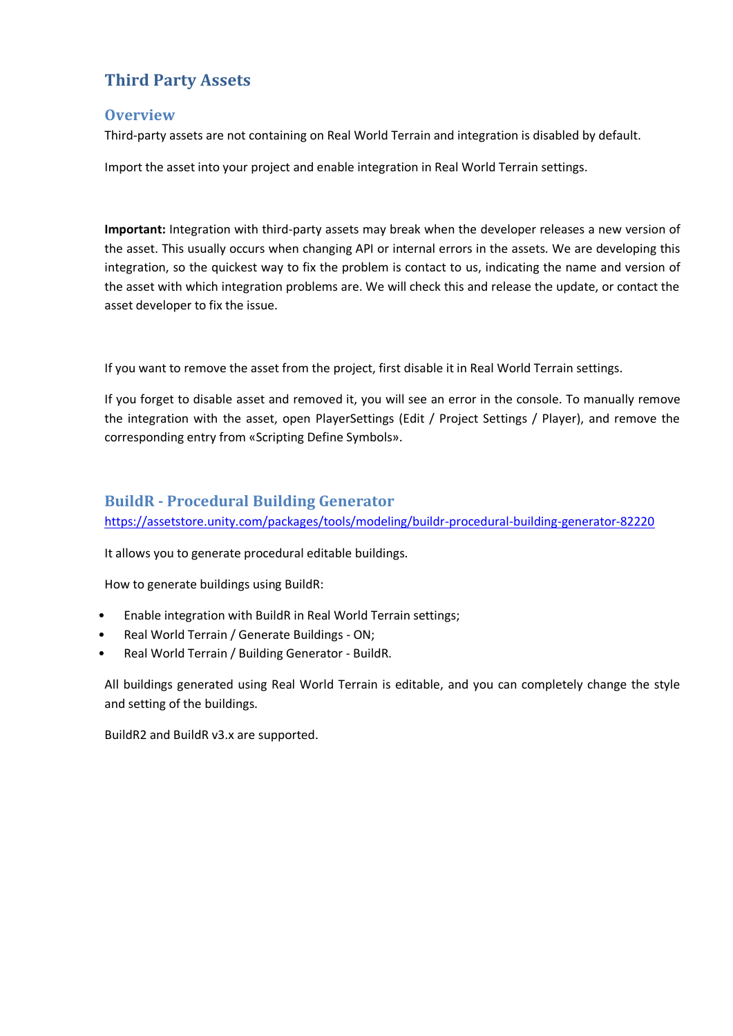# Third Party Assets

## Overview

Third-party assets are not containing on Real World Terrain and integration is disabled by default.

Import the asset into your project and enable integration in Real World Terrain settings.

**Important:** Integration with third-party assets may break when the developer releases a new version of the asset. This usually occurs when changing API or internal errors in the assets. We are developing this integration, so the quickest way to fix the problem is contact to us, indicating the name and version of the asset with which integration problems are. We will check this and release the update, or contact the asset developer to fix the issue.

If you want to remove the asset from the project, first disable it in Real World Terrain settings.

If you forget to disable asset and removed it, you will see an error in the console. To manually remove the integration with the asset, open PlayerSettings (Edit / Project Settings / Player), and remove the corresponding entry from «Scripting Define Symbols».

## BuildR - Procedural Building Generator

https://assetstore.unity.com/packages/tools/modeling/buildr-procedural-building-generator-82220

It allows you to generate procedural editable buildings.

How to generate buildings using BuildR:

- Enable integration with BuildR in Real World Terrain settings;
- Real World Terrain / Generate Buildings - ON;
- Real World Terrain / Building Generator - BuildR.

All buildings generated using Real World Terrain is editable, and you can completely change the style and setting of the buildings.

BuildR2 and BuildR v3.x are supported.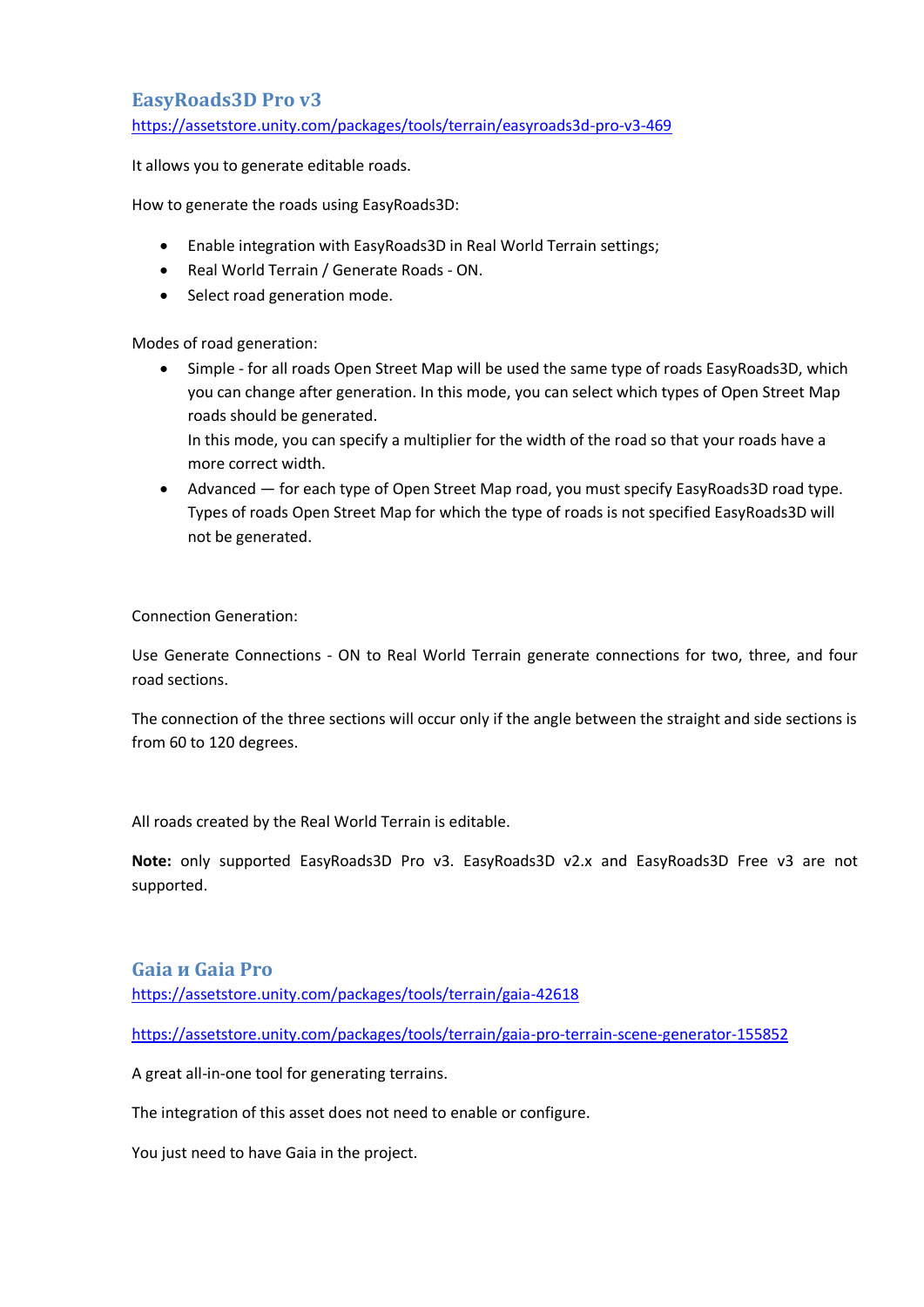## EasyRoads3D Pro v3

https://assetstore.unity.com/packages/tools/terrain/easyroads3d-pro-v3-469

It allows you to generate editable roads.

How to generate the roads using EasyRoads3D:

- Enable integration with EasyRoads3D in Real World Terrain settings;
- Real World Terrain / Generate Roads - ON.
- Select road generation mode.

Modes of road generation:

- Simple - for all roads Open Street Map will be used the same type of roads EasyRoads3D, which you can change after generation. In this mode, you can select which types of Open Street Map roads should be generated.
  In this mode, you can specify a multiplier for the width of the road so that your roads have a more correct width.
- Advanced — for each type of Open Street Map road, you must specify EasyRoads3D road type. Types of roads Open Street Map for which the type of roads is not specified EasyRoads3D will not be generated.

Connection Generation:

Use Generate Connections - ON to Real World Terrain generate connections for two, three, and four road sections.

The connection of the three sections will occur only if the angle between the straight and side sections is from 60 to 120 degrees.

All roads created by the Real World Terrain is editable.

**Note:** only supported EasyRoads3D Pro v3. EasyRoads3D v2.x and EasyRoads3D Free v3 are not supported.

## Gaia и Gaia Pro

https://assetstore.unity.com/packages/tools/terrain/gaia-42618

https://assetstore.unity.com/packages/tools/terrain/gaia-pro-terrain-scene-generator-155852

A great all-in-one tool for generating terrains.

The integration of this asset does not need to enable or configure.

You just need to have Gaia in the project.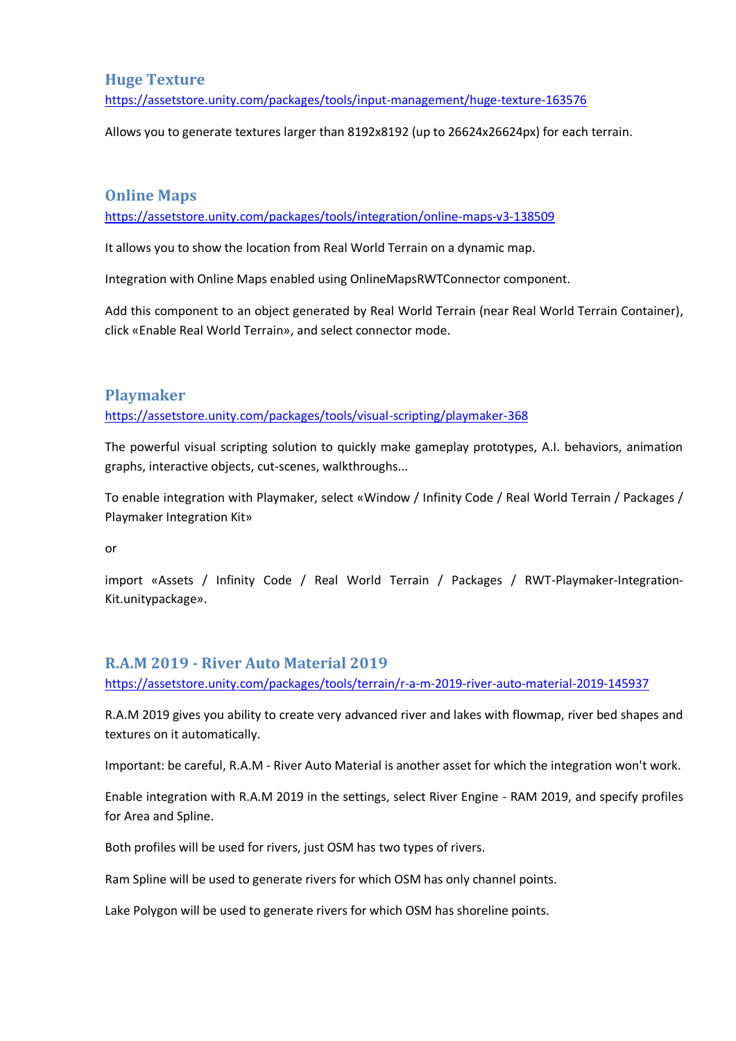### Huge Texture

https://assetstore.unity.com/packages/tools/input-management/huge-texture-163576

Allows you to generate textures larger than 8192x8192 (up to 26624x26624px) for each terrain.

### Online Maps

https://assetstore.unity.com/packages/tools/integration/online-maps-v3-138509

It allows you to show the location from Real World Terrain on a dynamic map.

Integration with Online Maps enabled using OnlineMapsRWTConnector component.

Add this component to an object generated by Real World Terrain (near Real World Terrain Container), click «Enable Real World Terrain», and select connector mode.

### Playmaker

https://assetstore.unity.com/packages/tools/visual-scripting/playmaker-368

The powerful visual scripting solution to quickly make gameplay prototypes, A.I. behaviors, animation graphs, interactive objects, cut-scenes, walkthroughs...

To enable integration with Playmaker, select «Window / Infinity Code / Real World Terrain / Packages / Playmaker Integration Kit»

or

import «Assets / Infinity Code / Real World Terrain / Packages / RWT-Playmaker-Integration-Kit.unitypackage».

### R.A.M 2019 - River Auto Material 2019

https://assetstore.unity.com/packages/tools/terrain/r-a-m-2019-river-auto-material-2019-145937

R.A.M 2019 gives you ability to create very advanced river and lakes with flowmap, river bed shapes and textures on it automatically.

Important: be careful, R.A.M - River Auto Material is another asset for which the integration won't work.

Enable integration with R.A.M 2019 in the settings, select River Engine - RAM 2019, and specify profiles for Area and Spline.

Both profiles will be used for rivers, just OSM has two types of rivers.

Ram Spline will be used to generate rivers for which OSM has only channel points.

Lake Polygon will be used to generate rivers for which OSM has shoreline points.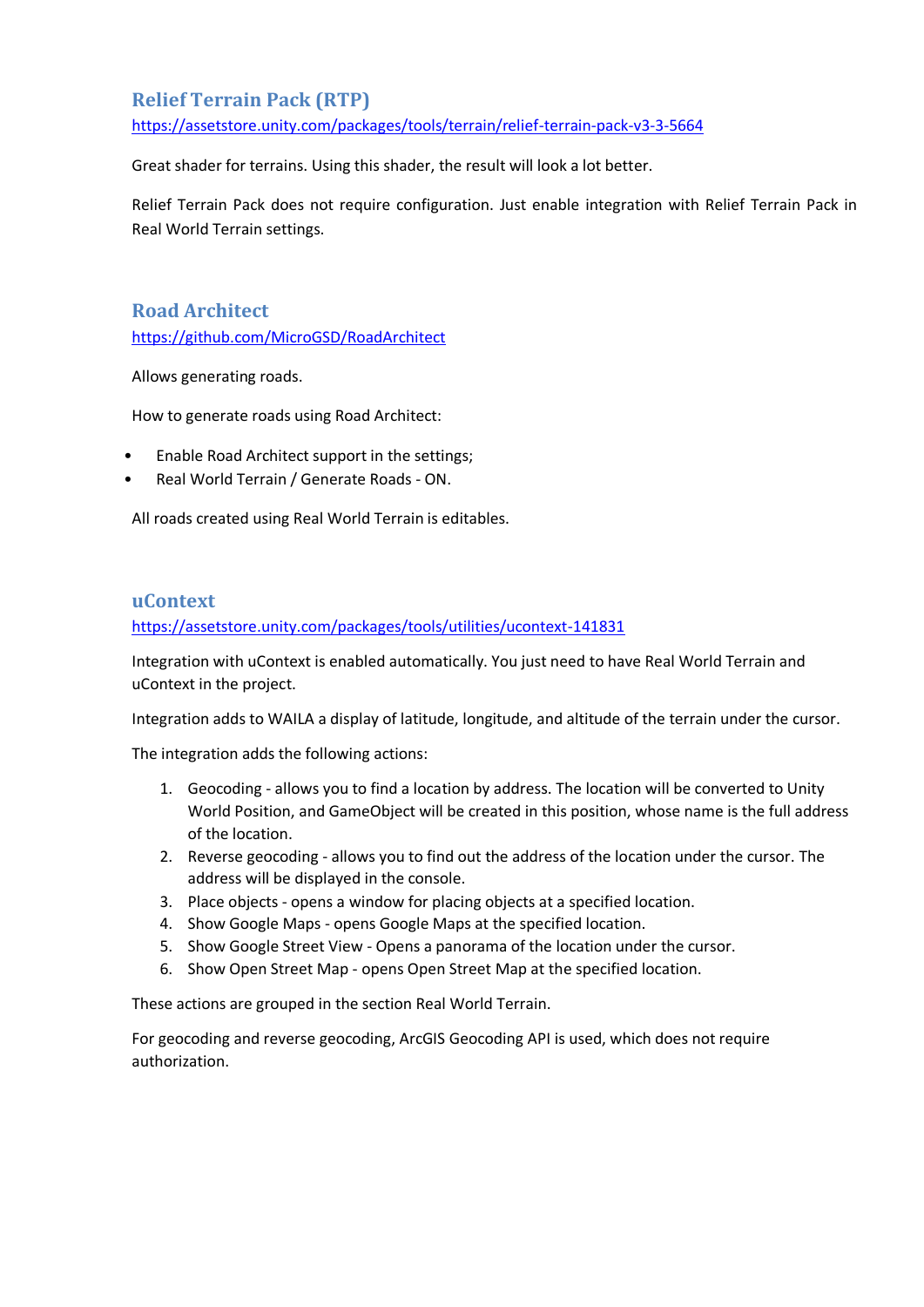## Relief Terrain Pack (RTP)

https://assetstore.unity.com/packages/tools/terrain/relief-terrain-pack-v3-3-5664

Great shader for terrains. Using this shader, the result will look a lot better.

Relief Terrain Pack does not require configuration. Just enable integration with Relief Terrain Pack in Real World Terrain settings.

## Road Architect

https://github.com/MicroGSD/RoadArchitect

Allows generating roads.

How to generate roads using Road Architect:

- Enable Road Architect support in the settings;
- Real World Terrain / Generate Roads - ON.

All roads created using Real World Terrain is editables.

## uContext

https://assetstore.unity.com/packages/tools/utilities/ucontext-141831

Integration with uContext is enabled automatically. You just need to have Real World Terrain and uContext in the project.

Integration adds to WAILA a display of latitude, longitude, and altitude of the terrain under the cursor.

The integration adds the following actions:

1. Geocoding - allows you to find a location by address. The location will be converted to Unity World Position, and GameObject will be created in this position, whose name is the full address of the location.
2. Reverse geocoding - allows you to find out the address of the location under the cursor. The address will be displayed in the console.
3. Place objects - opens a window for placing objects at a specified location.
4. Show Google Maps - opens Google Maps at the specified location.
5. Show Google Street View - Opens a panorama of the location under the cursor.
6. Show Open Street Map - opens Open Street Map at the specified location.

These actions are grouped in the section Real World Terrain.

For geocoding and reverse geocoding, ArcGIS Geocoding API is used, which does not require authorization.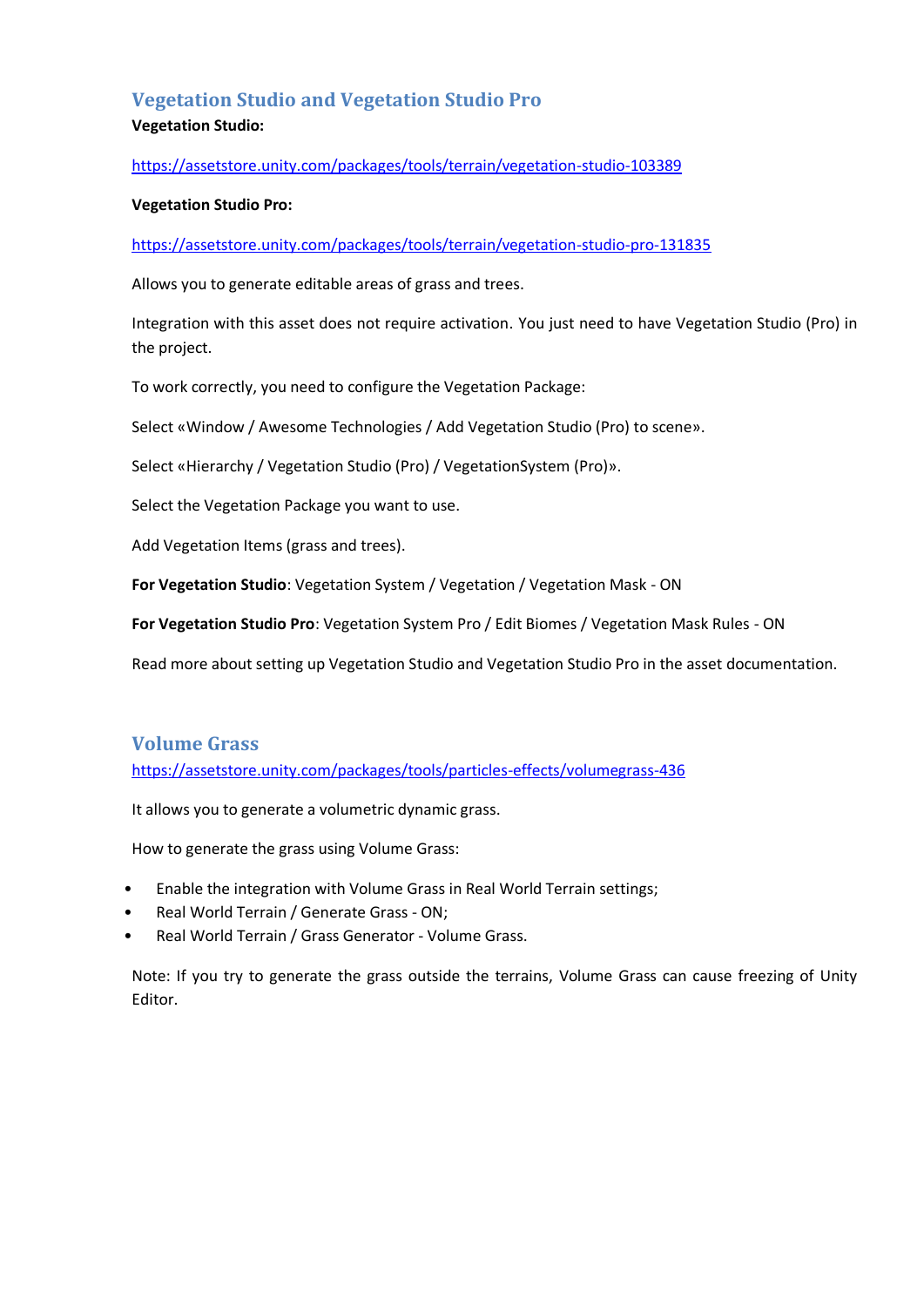## Vegetation Studio and Vegetation Studio Pro

**Vegetation Studio:**

https://assetstore.unity.com/packages/tools/terrain/vegetation-studio-103389

**Vegetation Studio Pro:**

https://assetstore.unity.com/packages/tools/terrain/vegetation-studio-pro-131835

Allows you to generate editable areas of grass and trees.

Integration with this asset does not require activation. You just need to have Vegetation Studio (Pro) in the project.

To work correctly, you need to configure the Vegetation Package:

Select «Window / Awesome Technologies / Add Vegetation Studio (Pro) to scene».

Select «Hierarchy / Vegetation Studio (Pro) / VegetationSystem (Pro)».

Select the Vegetation Package you want to use.

Add Vegetation Items (grass and trees).

**For Vegetation Studio**: Vegetation System / Vegetation / Vegetation Mask - ON

**For Vegetation Studio Pro**: Vegetation System Pro / Edit Biomes / Vegetation Mask Rules - ON

Read more about setting up Vegetation Studio and Vegetation Studio Pro in the asset documentation.

## Volume Grass

https://assetstore.unity.com/packages/tools/particles-effects/volumegrass-436

It allows you to generate a volumetric dynamic grass.

How to generate the grass using Volume Grass:

- Enable the integration with Volume Grass in Real World Terrain settings;
- Real World Terrain / Generate Grass - ON;
- Real World Terrain / Grass Generator - Volume Grass.

Note: If you try to generate the grass outside the terrains, Volume Grass can cause freezing of Unity Editor.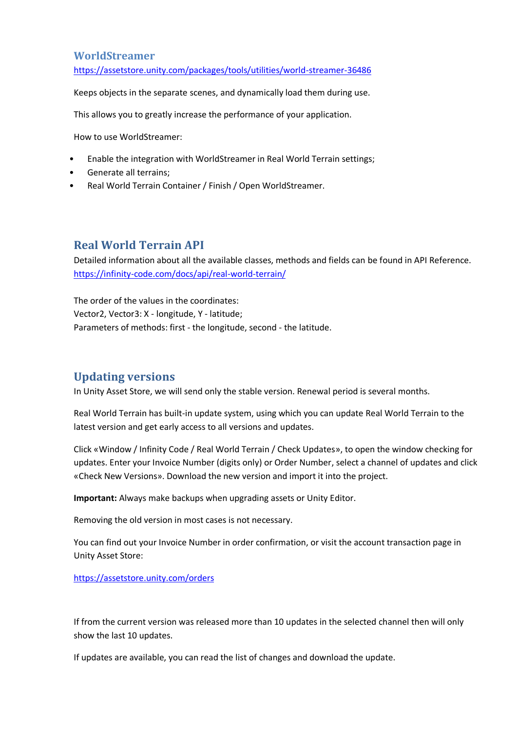## WorldStreamer

https://assetstore.unity.com/packages/tools/utilities/world-streamer-36486

Keeps objects in the separate scenes, and dynamically load them during use.

This allows you to greatly increase the performance of your application.

How to use WorldStreamer:

- Enable the integration with WorldStreamer in Real World Terrain settings;
- Generate all terrains;
- Real World Terrain Container / Finish / Open WorldStreamer.

## Real World Terrain API

Detailed information about all the available classes, methods and fields can be found in API Reference.
https://infinity-code.com/docs/api/real-world-terrain/

The order of the values in the coordinates:
Vector2, Vector3: X - longitude, Y - latitude;
Parameters of methods: first - the longitude, second - the latitude.

## Updating versions

In Unity Asset Store, we will send only the stable version. Renewal period is several months.

Real World Terrain has built-in update system, using which you can update Real World Terrain to the latest version and get early access to all versions and updates.

Click «Window / Infinity Code / Real World Terrain / Check Updates», to open the window checking for updates. Enter your Invoice Number (digits only) or Order Number, select a channel of updates and click «Check New Versions». Download the new version and import it into the project.

**Important:** Always make backups when upgrading assets or Unity Editor.

Removing the old version in most cases is not necessary.

You can find out your Invoice Number in order confirmation, or visit the account transaction page in Unity Asset Store:

https://assetstore.unity.com/orders

If from the current version was released more than 10 updates in the selected channel then will only show the last 10 updates.

If updates are available, you can read the list of changes and download the update.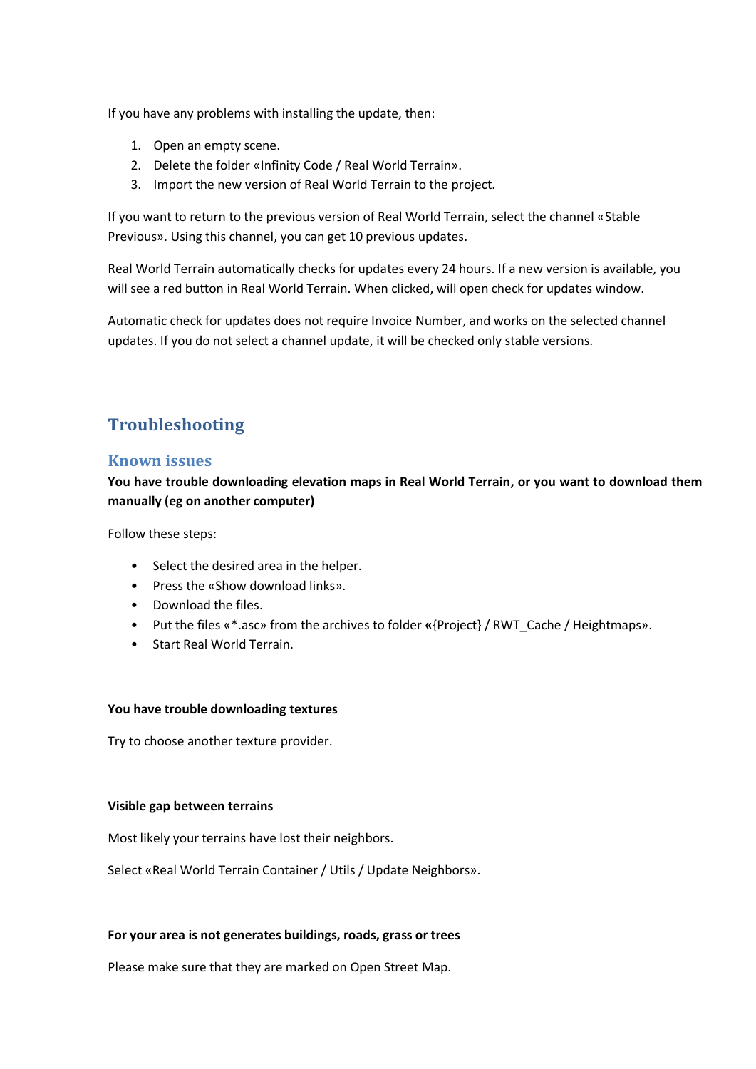If you have any problems with installing the update, then:

1. Open an empty scene.
2. Delete the folder «Infinity Code / Real World Terrain».
3. Import the new version of Real World Terrain to the project.

If you want to return to the previous version of Real World Terrain, select the channel «Stable Previous». Using this channel, you can get 10 previous updates.

Real World Terrain automatically checks for updates every 24 hours. If a new version is available, you will see a red button in Real World Terrain. When clicked, will open check for updates window.

Automatic check for updates does not require Invoice Number, and works on the selected channel updates. If you do not select a channel update, it will be checked only stable versions.

# Troubleshooting

## Known issues

**You have trouble downloading elevation maps in Real World Terrain, or you want to download them manually (eg on another computer)**

Follow these steps:

- Select the desired area in the helper.
- Press the «Show download links».
- Download the files.
- Put the files «*.asc» from the archives to folder **«**{Project} / RWT_Cache / Heightmaps».
- Start Real World Terrain.

**You have trouble downloading textures**

Try to choose another texture provider.

**Visible gap between terrains**

Most likely your terrains have lost their neighbors.

Select «Real World Terrain Container / Utils / Update Neighbors».

**For your area is not generates buildings, roads, grass or trees**

Please make sure that they are marked on Open Street Map.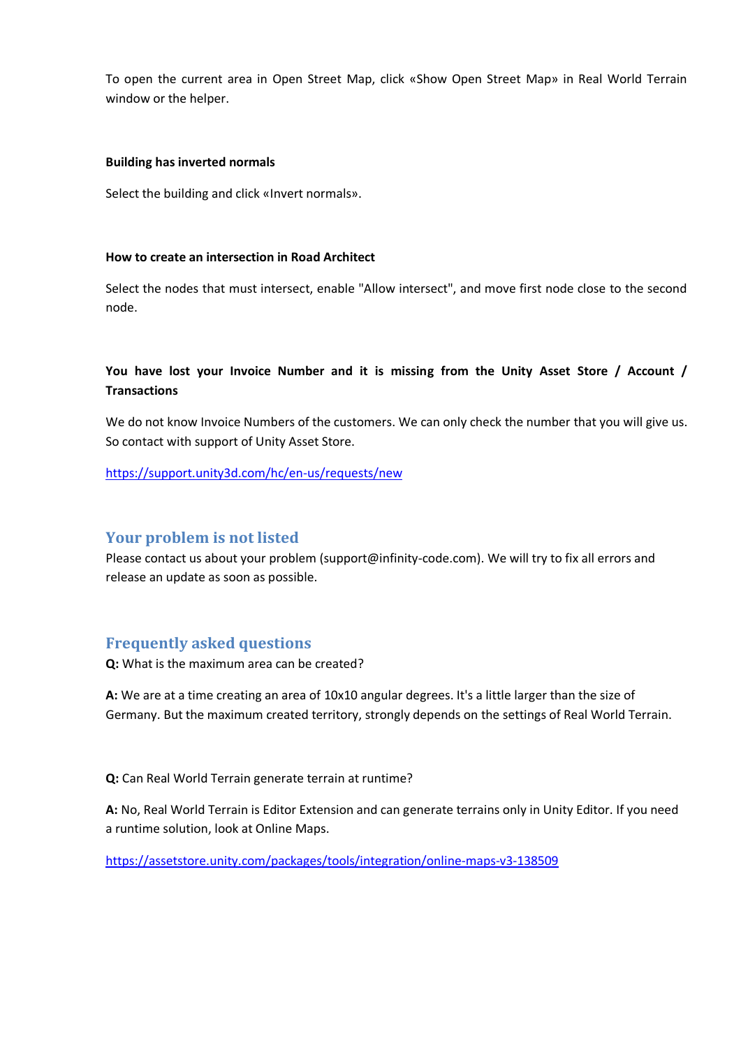To open the current area in Open Street Map, click «Show Open Street Map» in Real World Terrain window or the helper.

**Building has inverted normals**

Select the building and click «Invert normals».

**How to create an intersection in Road Architect**

Select the nodes that must intersect, enable "Allow intersect", and move first node close to the second node.

**You have lost your Invoice Number and it is missing from the Unity Asset Store / Account / Transactions**

We do not know Invoice Numbers of the customers. We can only check the number that you will give us. So contact with support of Unity Asset Store.

https://support.unity3d.com/hc/en-us/requests/new

## Your problem is not listed

Please contact us about your problem (support@infinity-code.com). We will try to fix all errors and release an update as soon as possible.

## Frequently asked questions

**Q:** What is the maximum area can be created?

**A:** We are at a time creating an area of 10x10 angular degrees. It's a little larger than the size of Germany. But the maximum created territory, strongly depends on the settings of Real World Terrain.

**Q:** Can Real World Terrain generate terrain at runtime?

**A:** No, Real World Terrain is Editor Extension and can generate terrains only in Unity Editor. If you need a runtime solution, look at Online Maps.

https://assetstore.unity.com/packages/tools/integration/online-maps-v3-138509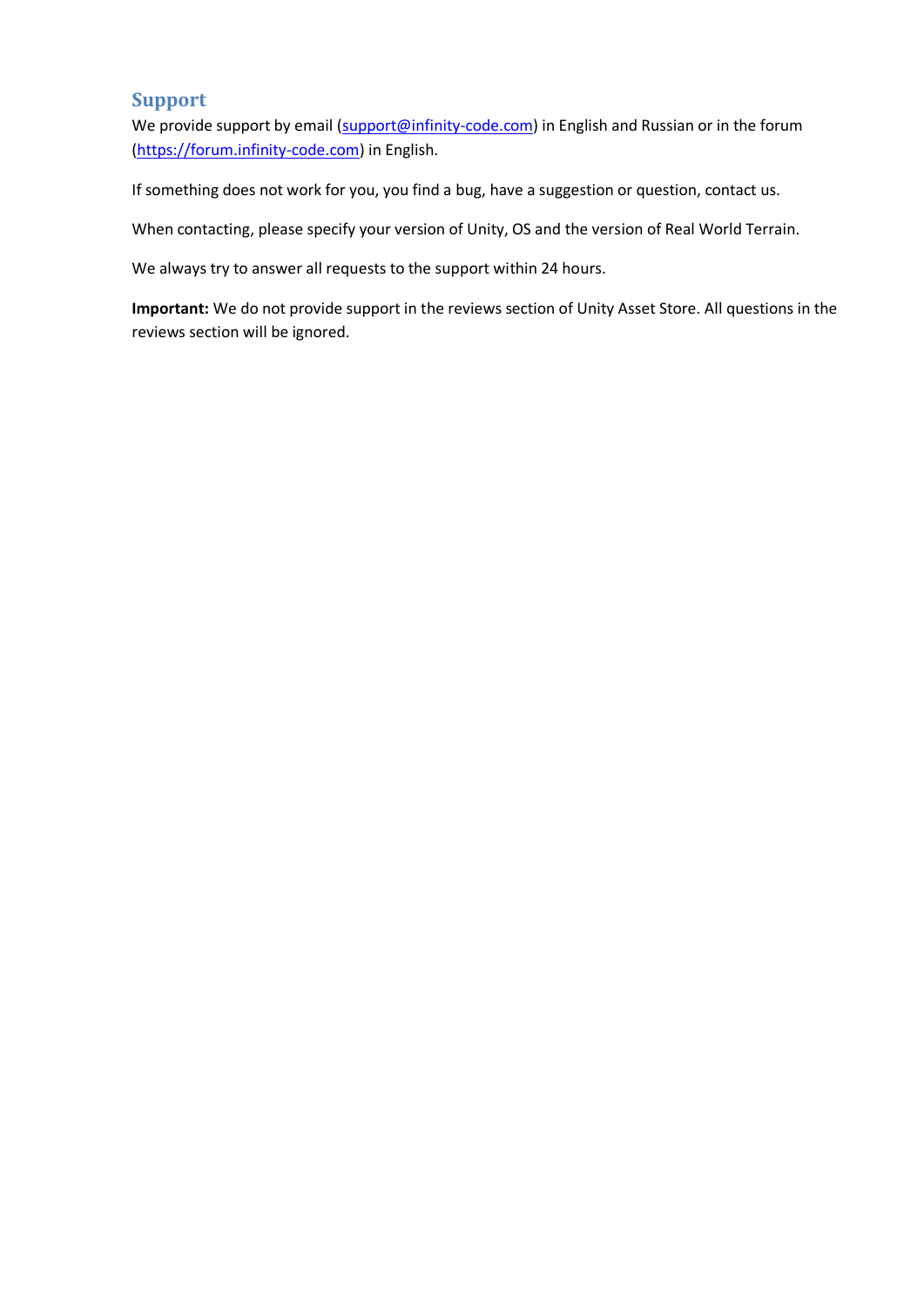## Support

We provide support by email (support@infinity-code.com) in English and Russian or in the forum (https://forum.infinity-code.com) in English.

If something does not work for you, you find a bug, have a suggestion or question, contact us.

When contacting, please specify your version of Unity, OS and the version of Real World Terrain.

We always try to answer all requests to the support within 24 hours.

**Important:** We do not provide support in the reviews section of Unity Asset Store. All questions in the reviews section will be ignored.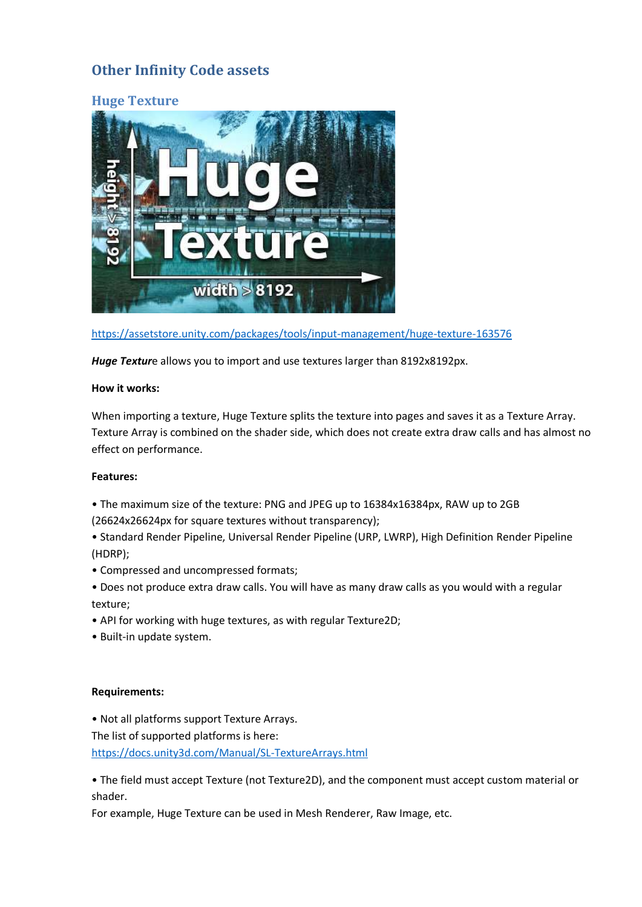## Other Infinity Code assets

### Huge Texture

https://assetstore.unity.com/packages/tools/input-management/huge-texture-163576

***Huge Textur***e allows you to import and use textures larger than 8192x8192px.

**How it works:**

When importing a texture, Huge Texture splits the texture into pages and saves it as a Texture Array. Texture Array is combined on the shader side, which does not create extra draw calls and has almost no effect on performance.

**Features:**

• The maximum size of the texture: PNG and JPEG up to 16384x16384px, RAW up to 2GB (26624x26624px for square textures without transparency);
• Standard Render Pipeline, Universal Render Pipeline (URP, LWRP), High Definition Render Pipeline (HDRP);
• Compressed and uncompressed formats;
• Does not produce extra draw calls. You will have as many draw calls as you would with a regular texture;
• API for working with huge textures, as with regular Texture2D;
• Built-in update system.

**Requirements:**

• Not all platforms support Texture Arrays.
The list of supported platforms is here:
https://docs.unity3d.com/Manual/SL-TextureArrays.html

• The field must accept Texture (not Texture2D), and the component must accept custom material or shader.
For example, Huge Texture can be used in Mesh Renderer, Raw Image, etc.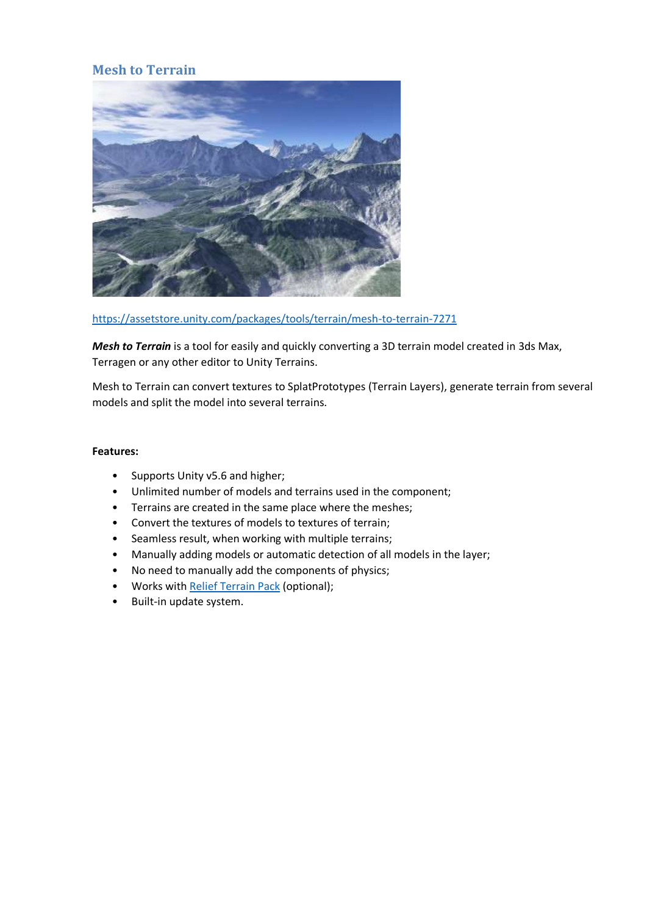## Mesh to Terrain

https://assetstore.unity.com/packages/tools/terrain/mesh-to-terrain-7271

***Mesh to Terrain*** is a tool for easily and quickly converting a 3D terrain model created in 3ds Max, Terragen or any other editor to Unity Terrains.

Mesh to Terrain can convert textures to SplatPrototypes (Terrain Layers), generate terrain from several models and split the model into several terrains.

**Features:**

- Supports Unity v5.6 and higher;
- Unlimited number of models and terrains used in the component;
- Terrains are created in the same place where the meshes;
- Convert the textures of models to textures of terrain;
- Seamless result, when working with multiple terrains;
- Manually adding models or automatic detection of all models in the layer;
- No need to manually add the components of physics;
- Works with Relief Terrain Pack (optional);
- Built-in update system.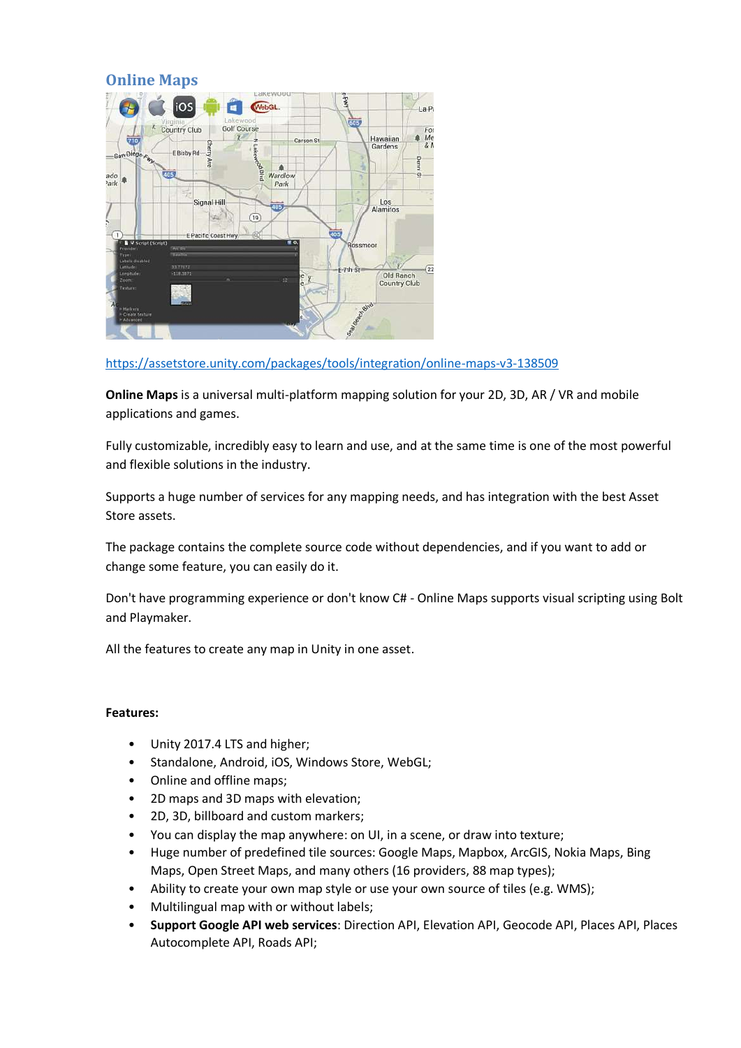## Online Maps

https://assetstore.unity.com/packages/tools/integration/online-maps-v3-138509

**Online Maps** is a universal multi-platform mapping solution for your 2D, 3D, AR / VR and mobile applications and games.

Fully customizable, incredibly easy to learn and use, and at the same time is one of the most powerful and flexible solutions in the industry.

Supports a huge number of services for any mapping needs, and has integration with the best Asset Store assets.

The package contains the complete source code without dependencies, and if you want to add or change some feature, you can easily do it.

Don't have programming experience or don't know C# - Online Maps supports visual scripting using Bolt and Playmaker.

All the features to create any map in Unity in one asset.

**Features:**

- Unity 2017.4 LTS and higher;
- Standalone, Android, iOS, Windows Store, WebGL;
- Online and offline maps;
- 2D maps and 3D maps with elevation;
- 2D, 3D, billboard and custom markers;
- You can display the map anywhere: on UI, in a scene, or draw into texture;
- Huge number of predefined tile sources: Google Maps, Mapbox, ArcGIS, Nokia Maps, Bing Maps, Open Street Maps, and many others (16 providers, 88 map types);
- Ability to create your own map style or use your own source of tiles (e.g. WMS);
- Multilingual map with or without labels;
- **Support Google API web services**: Direction API, Elevation API, Geocode API, Places API, Places Autocomplete API, Roads API;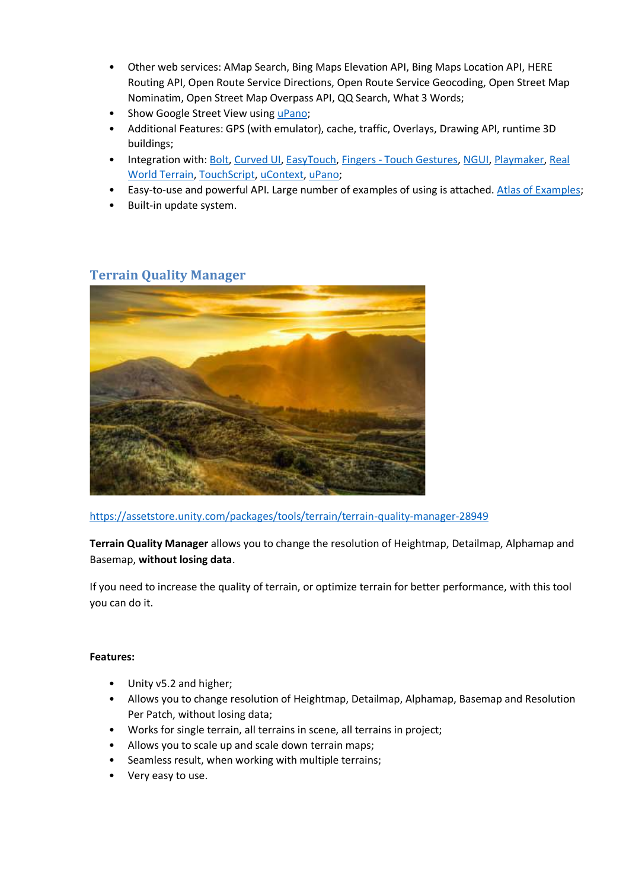- Other web services: AMap Search, Bing Maps Elevation API, Bing Maps Location API, HERE Routing API, Open Route Service Directions, Open Route Service Geocoding, Open Street Map Nominatim, Open Street Map Overpass API, QQ Search, What 3 Words;
- Show Google Street View using uPano;
- Additional Features: GPS (with emulator), cache, traffic, Overlays, Drawing API, runtime 3D buildings;
- Integration with: Bolt, Curved UI, EasyTouch, Fingers - Touch Gestures, NGUI, Playmaker, Real World Terrain, TouchScript, uContext, uPano;
- Easy-to-use and powerful API. Large number of examples of using is attached. Atlas of Examples;
- Built-in update system.

## Terrain Quality Manager

https://assetstore.unity.com/packages/tools/terrain/terrain-quality-manager-28949

**Terrain Quality Manager** allows you to change the resolution of Heightmap, Detailmap, Alphamap and Basemap, **without losing data**.

If you need to increase the quality of terrain, or optimize terrain for better performance, with this tool you can do it.

**Features:**

- Unity v5.2 and higher;
- Allows you to change resolution of Heightmap, Detailmap, Alphamap, Basemap and Resolution Per Patch, without losing data;
- Works for single terrain, all terrains in scene, all terrains in project;
- Allows you to scale up and scale down terrain maps;
- Seamless result, when working with multiple terrains;
- Very easy to use.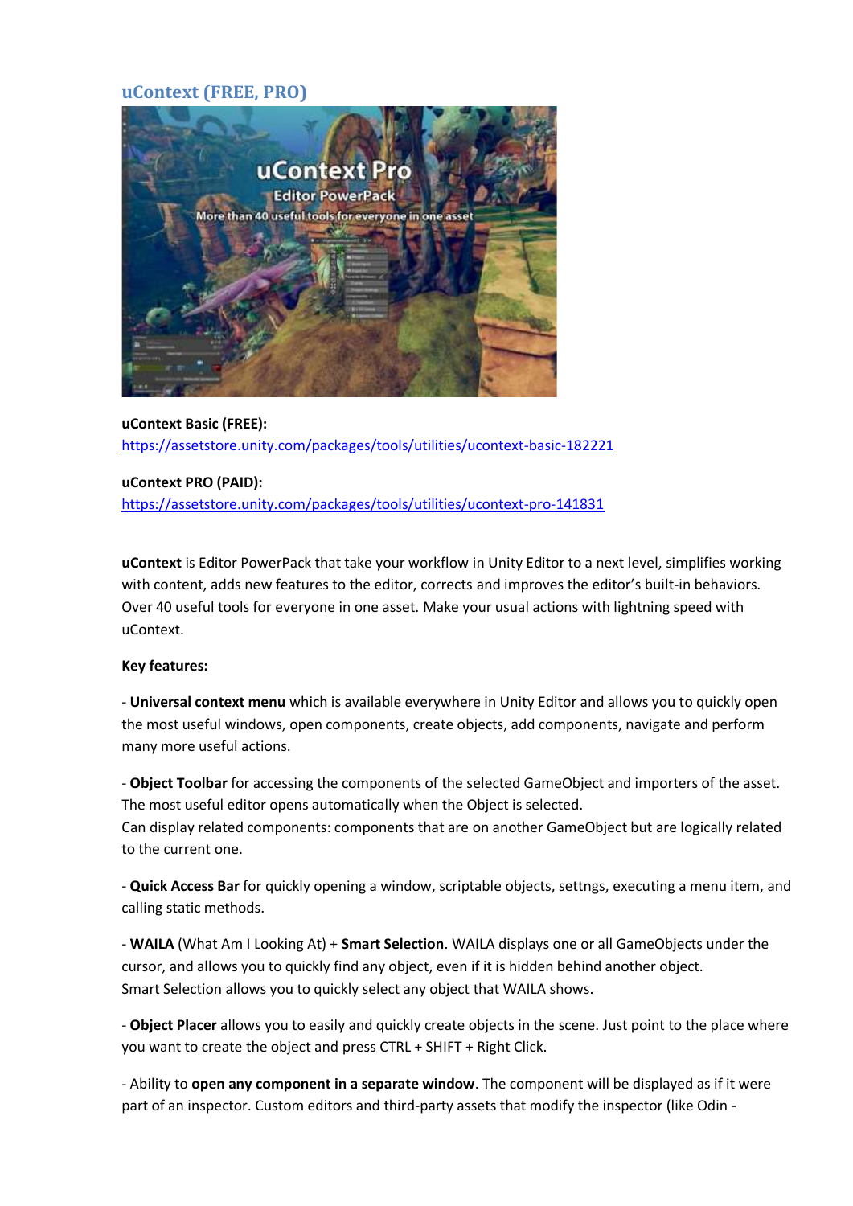## uContext (FREE, PRO)

**uContext Basic (FREE):**
https://assetstore.unity.com/packages/tools/utilities/ucontext-basic-182221

**uContext PRO (PAID):**
https://assetstore.unity.com/packages/tools/utilities/ucontext-pro-141831

**uContext** is Editor PowerPack that take your workflow in Unity Editor to a next level, simplifies working with content, adds new features to the editor, corrects and improves the editor's built-in behaviors. Over 40 useful tools for everyone in one asset. Make your usual actions with lightning speed with uContext.

**Key features:**

- **Universal context menu** which is available everywhere in Unity Editor and allows you to quickly open the most useful windows, open components, create objects, add components, navigate and perform many more useful actions.

- **Object Toolbar** for accessing the components of the selected GameObject and importers of the asset. The most useful editor opens automatically when the Object is selected.
Can display related components: components that are on another GameObject but are logically related to the current one.

- **Quick Access Bar** for quickly opening a window, scriptable objects, settngs, executing a menu item, and calling static methods.

- **WAILA** (What Am I Looking At) + **Smart Selection**. WAILA displays one or all GameObjects under the cursor, and allows you to quickly find any object, even if it is hidden behind another object.
Smart Selection allows you to quickly select any object that WAILA shows.

- **Object Placer** allows you to easily and quickly create objects in the scene. Just point to the place where you want to create the object and press CTRL + SHIFT + Right Click.

- Ability to **open any component in a separate window**. The component will be displayed as if it were part of an inspector. Custom editors and third-party assets that modify the inspector (like Odin -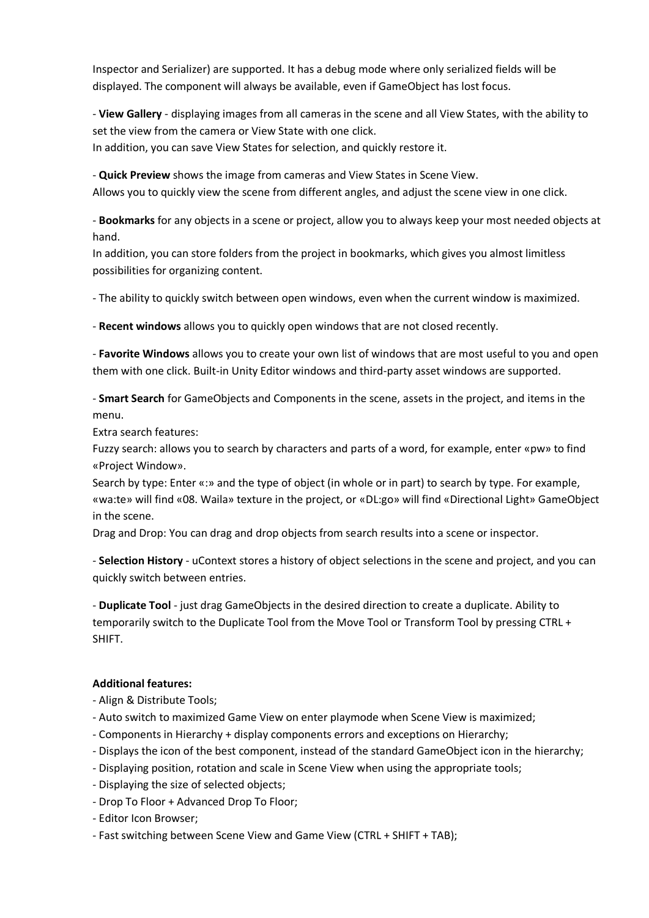Inspector and Serializer) are supported. It has a debug mode where only serialized fields will be displayed. The component will always be available, even if GameObject has lost focus.

- **View Gallery** - displaying images from all cameras in the scene and all View States, with the ability to set the view from the camera or View State with one click.
In addition, you can save View States for selection, and quickly restore it.

- **Quick Preview** shows the image from cameras and View States in Scene View.
Allows you to quickly view the scene from different angles, and adjust the scene view in one click.

- **Bookmarks** for any objects in a scene or project, allow you to always keep your most needed objects at hand.
In addition, you can store folders from the project in bookmarks, which gives you almost limitless possibilities for organizing content.

- The ability to quickly switch between open windows, even when the current window is maximized.

- **Recent windows** allows you to quickly open windows that are not closed recently.

- **Favorite Windows** allows you to create your own list of windows that are most useful to you and open them with one click. Built-in Unity Editor windows and third-party asset windows are supported.

- **Smart Search** for GameObjects and Components in the scene, assets in the project, and items in the menu.
Extra search features:
Fuzzy search: allows you to search by characters and parts of a word, for example, enter «pw» to find «Project Window».
Search by type: Enter «:» and the type of object (in whole or in part) to search by type. For example, «wa:te» will find «08. Waila» texture in the project, or «DL:go» will find «Directional Light» GameObject in the scene.
Drag and Drop: You can drag and drop objects from search results into a scene or inspector.

- **Selection History** - uContext stores a history of object selections in the scene and project, and you can quickly switch between entries.

- **Duplicate Tool** - just drag GameObjects in the desired direction to create a duplicate. Ability to temporarily switch to the Duplicate Tool from the Move Tool or Transform Tool by pressing CTRL + SHIFT.

**Additional features:**

- Align & Distribute Tools;
- Auto switch to maximized Game View on enter playmode when Scene View is maximized;
- Components in Hierarchy + display components errors and exceptions on Hierarchy;
- Displays the icon of the best component, instead of the standard GameObject icon in the hierarchy;
- Displaying position, rotation and scale in Scene View when using the appropriate tools;
- Displaying the size of selected objects;
- Drop To Floor + Advanced Drop To Floor;
- Editor Icon Browser;
- Fast switching between Scene View and Game View (CTRL + SHIFT + TAB);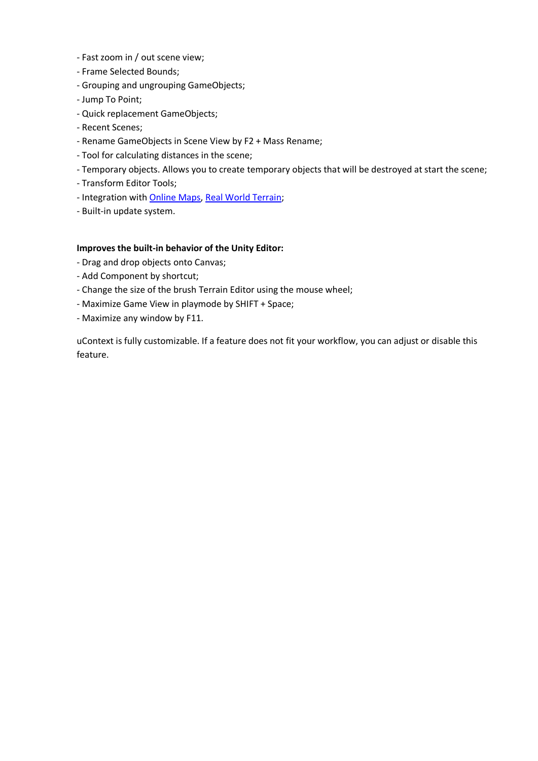- Fast zoom in / out scene view;
- Frame Selected Bounds;
- Grouping and ungrouping GameObjects;
- Jump To Point;
- Quick replacement GameObjects;
- Recent Scenes;
- Rename GameObjects in Scene View by F2 + Mass Rename;
- Tool for calculating distances in the scene;
- Temporary objects. Allows you to create temporary objects that will be destroyed at start the scene;
- Transform Editor Tools;
- Integration with Online Maps, Real World Terrain;
- Built-in update system.

**Improves the built-in behavior of the Unity Editor:**

- Drag and drop objects onto Canvas;
- Add Component by shortcut;
- Change the size of the brush Terrain Editor using the mouse wheel;
- Maximize Game View in playmode by SHIFT + Space;
- Maximize any window by F11.

uContext is fully customizable. If a feature does not fit your workflow, you can adjust or disable this feature.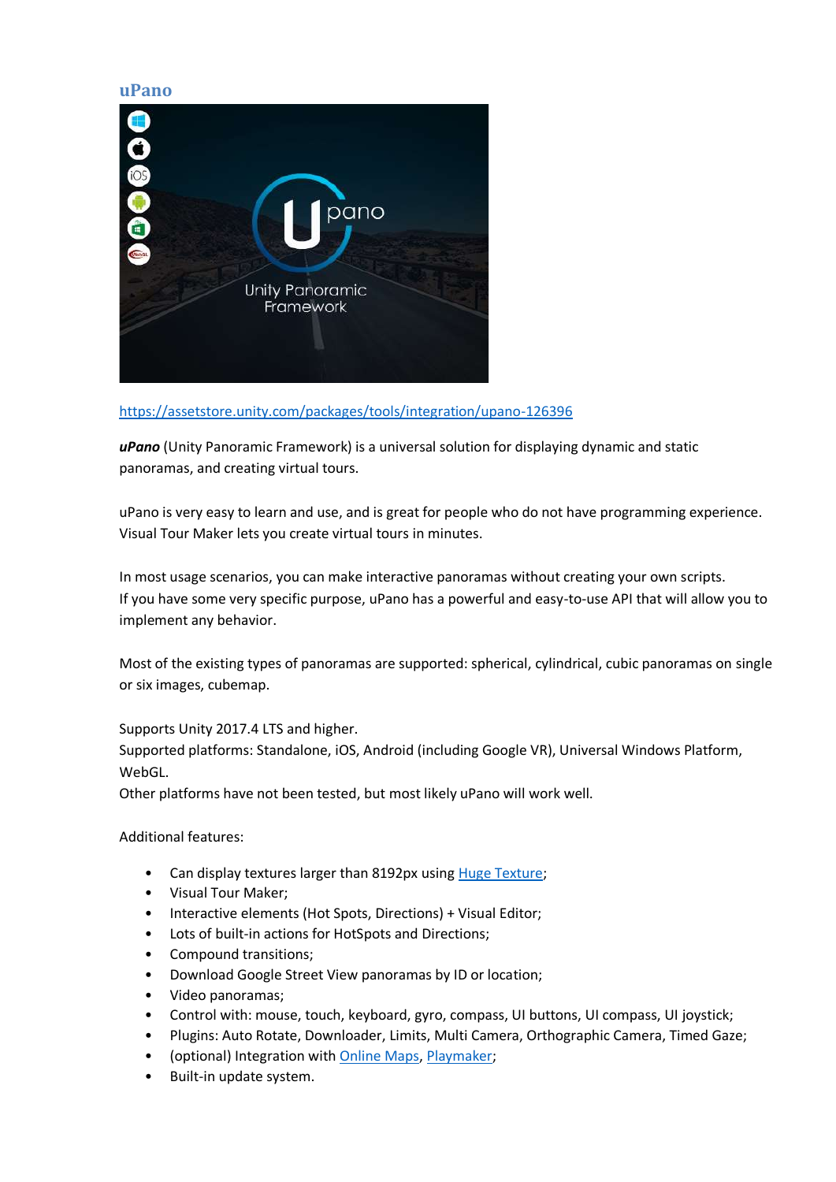## uPano

https://assetstore.unity.com/packages/tools/integration/upano-126396

***uPano*** (Unity Panoramic Framework) is a universal solution for displaying dynamic and static panoramas, and creating virtual tours.

uPano is very easy to learn and use, and is great for people who do not have programming experience. Visual Tour Maker lets you create virtual tours in minutes.

In most usage scenarios, you can make interactive panoramas without creating your own scripts. If you have some very specific purpose, uPano has a powerful and easy-to-use API that will allow you to implement any behavior.

Most of the existing types of panoramas are supported: spherical, cylindrical, cubic panoramas on single or six images, cubemap.

Supports Unity 2017.4 LTS and higher.
Supported platforms: Standalone, iOS, Android (including Google VR), Universal Windows Platform, WebGL.
Other platforms have not been tested, but most likely uPano will work well.

Additional features:

- Can display textures larger than 8192px using Huge Texture;
- Visual Tour Maker;
- Interactive elements (Hot Spots, Directions) + Visual Editor;
- Lots of built-in actions for HotSpots and Directions;
- Compound transitions;
- Download Google Street View panoramas by ID or location;
- Video panoramas;
- Control with: mouse, touch, keyboard, gyro, compass, UI buttons, UI compass, UI joystick;
- Plugins: Auto Rotate, Downloader, Limits, Multi Camera, Orthographic Camera, Timed Gaze;
- (optional) Integration with Online Maps, Playmaker;
- Built-in update system.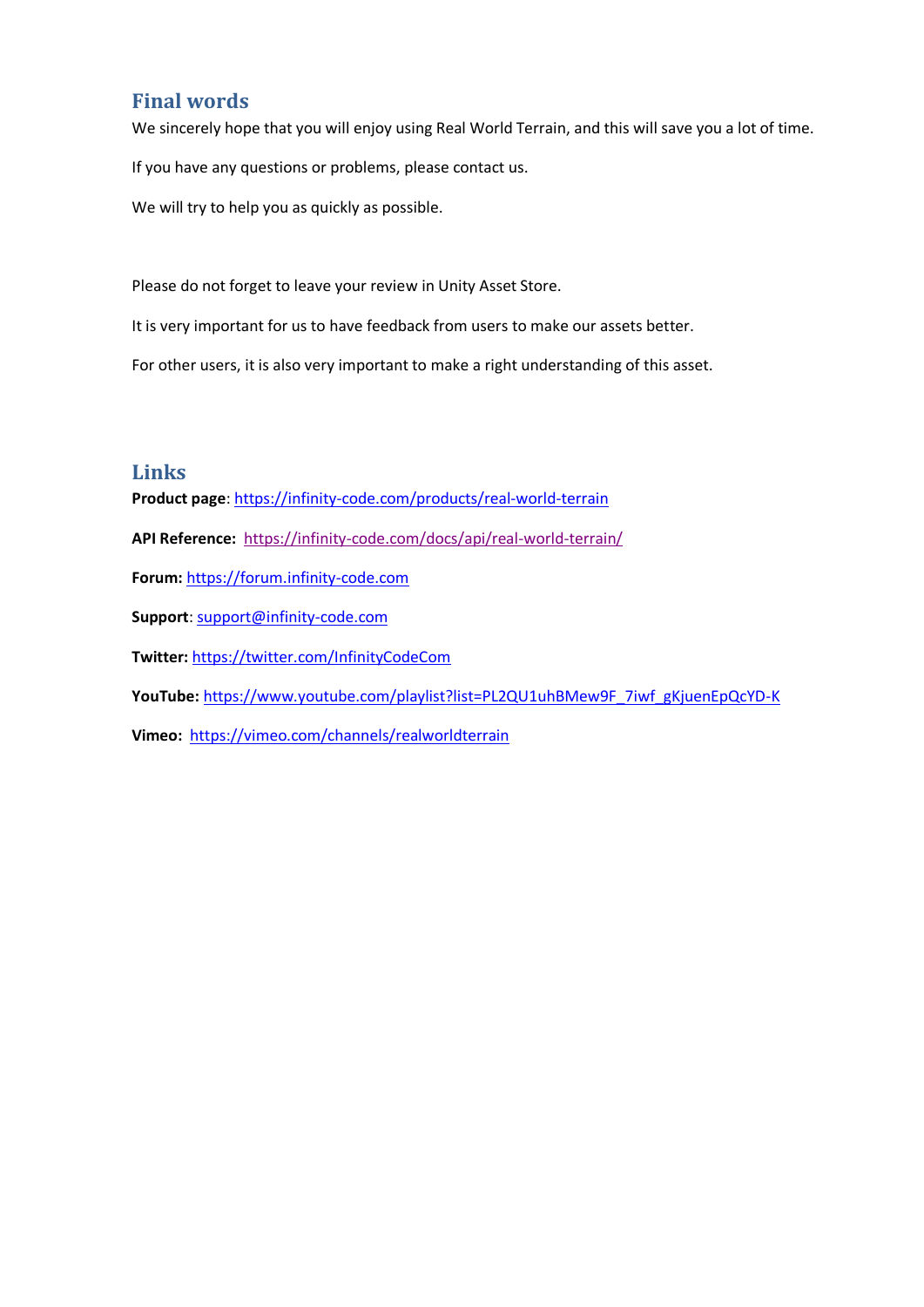## Final words

We sincerely hope that you will enjoy using Real World Terrain, and this will save you a lot of time.

If you have any questions or problems, please contact us.

We will try to help you as quickly as possible.

Please do not forget to leave your review in Unity Asset Store.

It is very important for us to have feedback from users to make our assets better.

For other users, it is also very important to make a right understanding of this asset.

## Links

**Product page**: https://infinity-code.com/products/real-world-terrain

**API Reference:** https://infinity-code.com/docs/api/real-world-terrain/

**Forum:** https://forum.infinity-code.com

**Support**: support@infinity-code.com

**Twitter:** https://twitter.com/InfinityCodeCom

**YouTube:** https://www.youtube.com/playlist?list=PL2QU1uhBMew9F_7iwf_gKjuenEpQcYD-K

**Vimeo:** https://vimeo.com/channels/realworldterrain